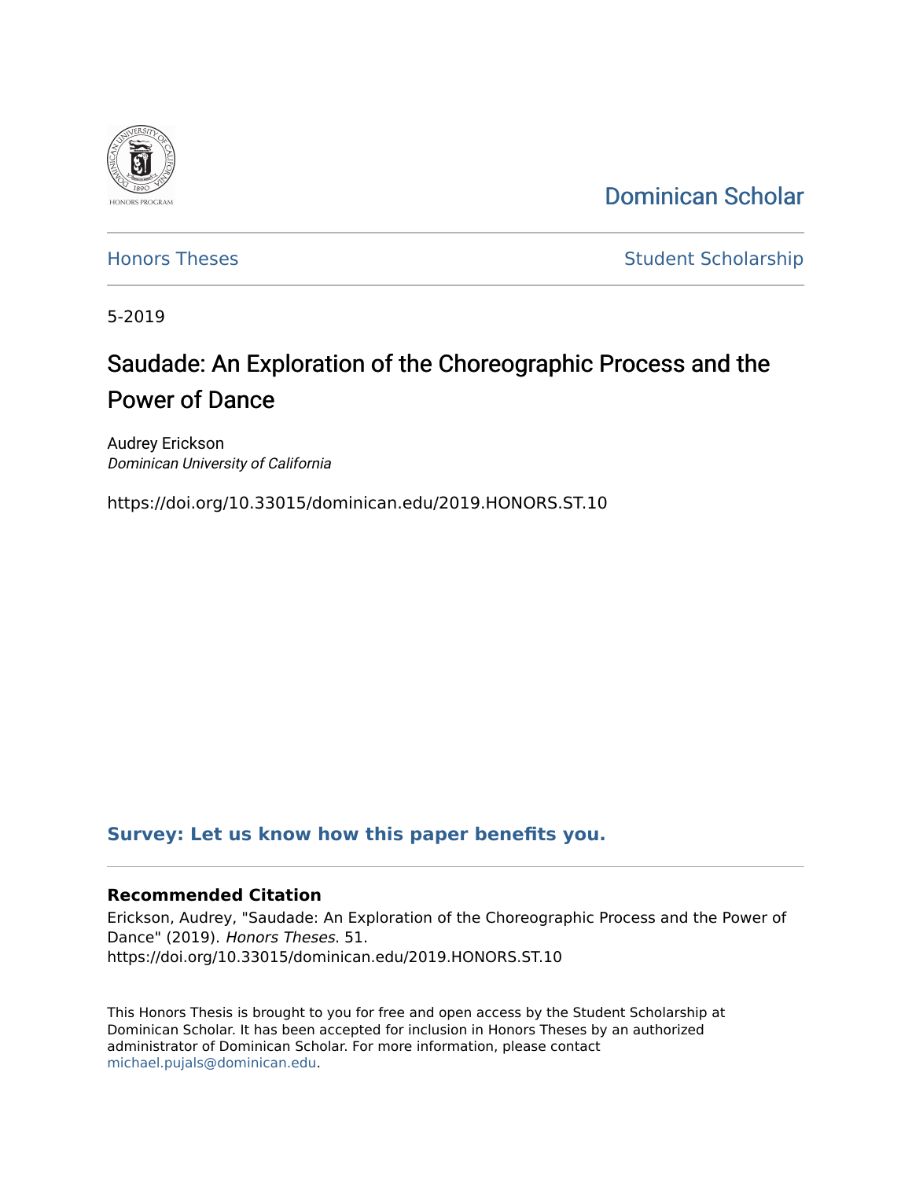Dominican Scholar

Honors Theses

Student Scholarship

5-2019

# Saudade: An Exploration of the Choreographic Process and the Power of Dance

Audrey Erickson
*Dominican University of California*

https://doi.org/10.33015/dominican.edu/2019.HONORS.ST.10

**Survey: Let us know how this paper benefits you.**

**Recommended Citation**

Erickson, Audrey, "Saudade: An Exploration of the Choreographic Process and the Power of Dance" (2019). *Honors Theses*. 51.
https://doi.org/10.33015/dominican.edu/2019.HONORS.ST.10

This Honors Thesis is brought to you for free and open access by the Student Scholarship at Dominican Scholar. It has been accepted for inclusion in Honors Theses by an authorized administrator of Dominican Scholar. For more information, please contact michael.pujals@dominican.edu.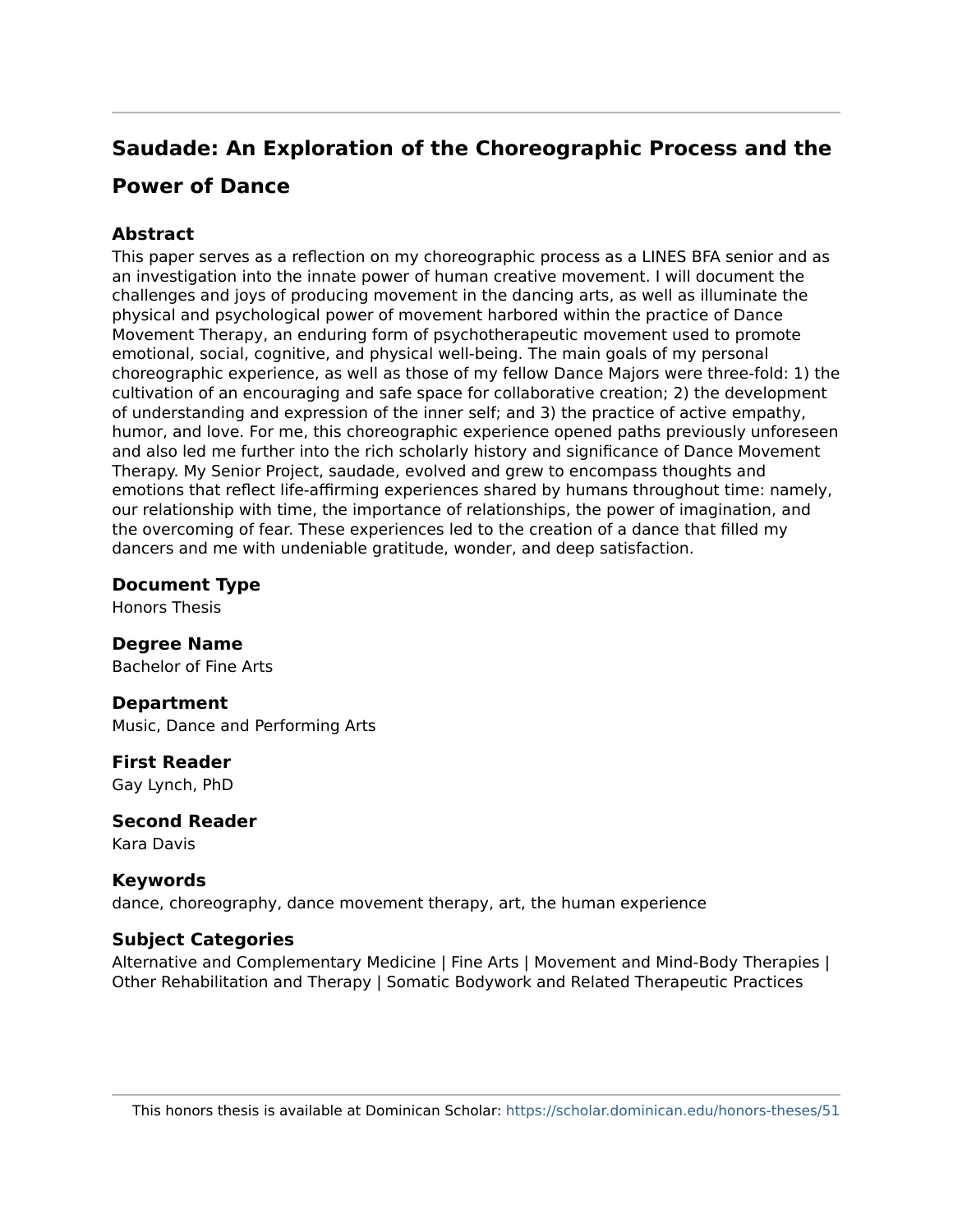# Saudade: An Exploration of the Choreographic Process and the Power of Dance

## Abstract

This paper serves as a reflection on my choreographic process as a LINES BFA senior and as an investigation into the innate power of human creative movement. I will document the challenges and joys of producing movement in the dancing arts, as well as illuminate the physical and psychological power of movement harbored within the practice of Dance Movement Therapy, an enduring form of psychotherapeutic movement used to promote emotional, social, cognitive, and physical well-being. The main goals of my personal choreographic experience, as well as those of my fellow Dance Majors were three-fold: 1) the cultivation of an encouraging and safe space for collaborative creation; 2) the development of understanding and expression of the inner self; and 3) the practice of active empathy, humor, and love. For me, this choreographic experience opened paths previously unforeseen and also led me further into the rich scholarly history and significance of Dance Movement Therapy. My Senior Project, saudade, evolved and grew to encompass thoughts and emotions that reflect life-affirming experiences shared by humans throughout time: namely, our relationship with time, the importance of relationships, the power of imagination, and the overcoming of fear. These experiences led to the creation of a dance that filled my dancers and me with undeniable gratitude, wonder, and deep satisfaction.

## Document Type

Honors Thesis

## Degree Name

Bachelor of Fine Arts

## Department

Music, Dance and Performing Arts

## First Reader

Gay Lynch, PhD

## Second Reader

Kara Davis

## Keywords

dance, choreography, dance movement therapy, art, the human experience

## Subject Categories

Alternative and Complementary Medicine | Fine Arts | Movement and Mind-Body Therapies | Other Rehabilitation and Therapy | Somatic Bodywork and Related Therapeutic Practices

This honors thesis is available at Dominican Scholar: https://scholar.dominican.edu/honors-theses/51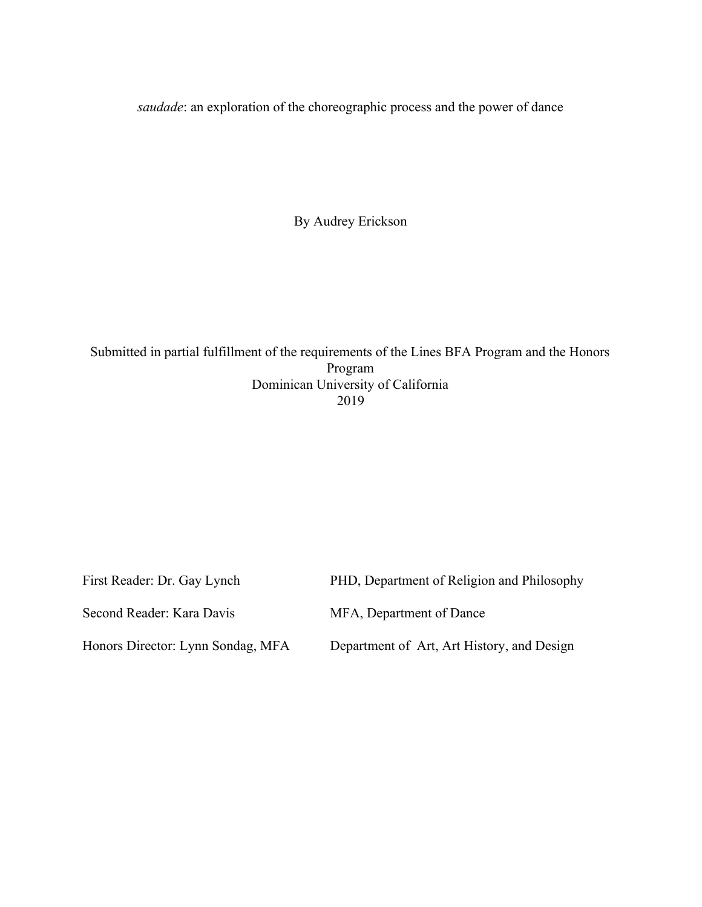*saudade*: an exploration of the choreographic process and the power of dance

By Audrey Erickson

Submitted in partial fulfillment of the requirements of the Lines BFA Program and the Honors Program
Dominican University of California
2019

| | |
|---|---|
| First Reader: Dr. Gay Lynch | PHD, Department of Religion and Philosophy |
| Second Reader: Kara Davis | MFA, Department of Dance |
| Honors Director: Lynn Sondag, MFA | Department of Art, Art History, and Design |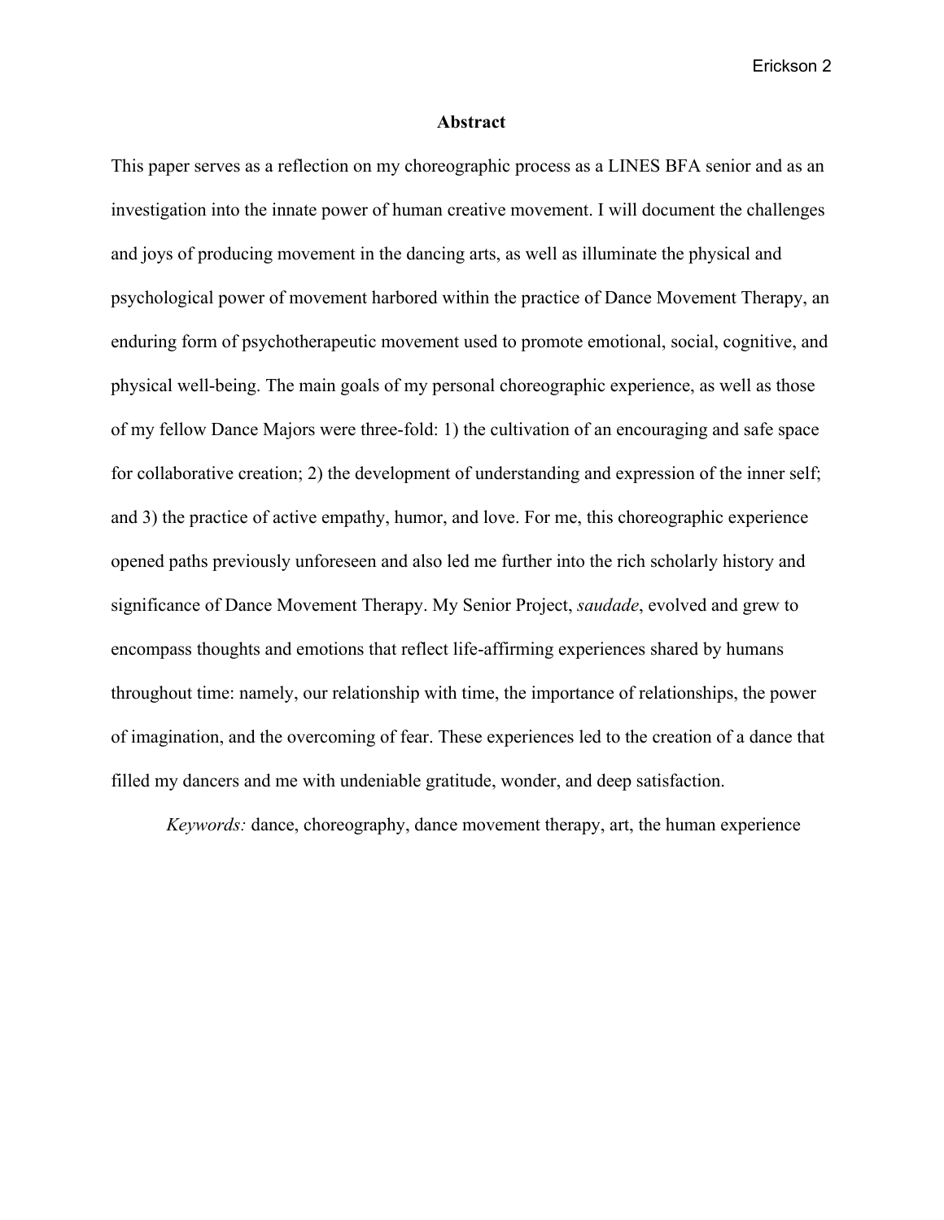## Abstract

This paper serves as a reflection on my choreographic process as a LINES BFA senior and as an investigation into the innate power of human creative movement. I will document the challenges and joys of producing movement in the dancing arts, as well as illuminate the physical and psychological power of movement harbored within the practice of Dance Movement Therapy, an enduring form of psychotherapeutic movement used to promote emotional, social, cognitive, and physical well-being. The main goals of my personal choreographic experience, as well as those of my fellow Dance Majors were three-fold: 1) the cultivation of an encouraging and safe space for collaborative creation; 2) the development of understanding and expression of the inner self; and 3) the practice of active empathy, humor, and love. For me, this choreographic experience opened paths previously unforeseen and also led me further into the rich scholarly history and significance of Dance Movement Therapy. My Senior Project, *saudade*, evolved and grew to encompass thoughts and emotions that reflect life-affirming experiences shared by humans throughout time: namely, our relationship with time, the importance of relationships, the power of imagination, and the overcoming of fear. These experiences led to the creation of a dance that filled my dancers and me with undeniable gratitude, wonder, and deep satisfaction.

*Keywords:* dance, choreography, dance movement therapy, art, the human experience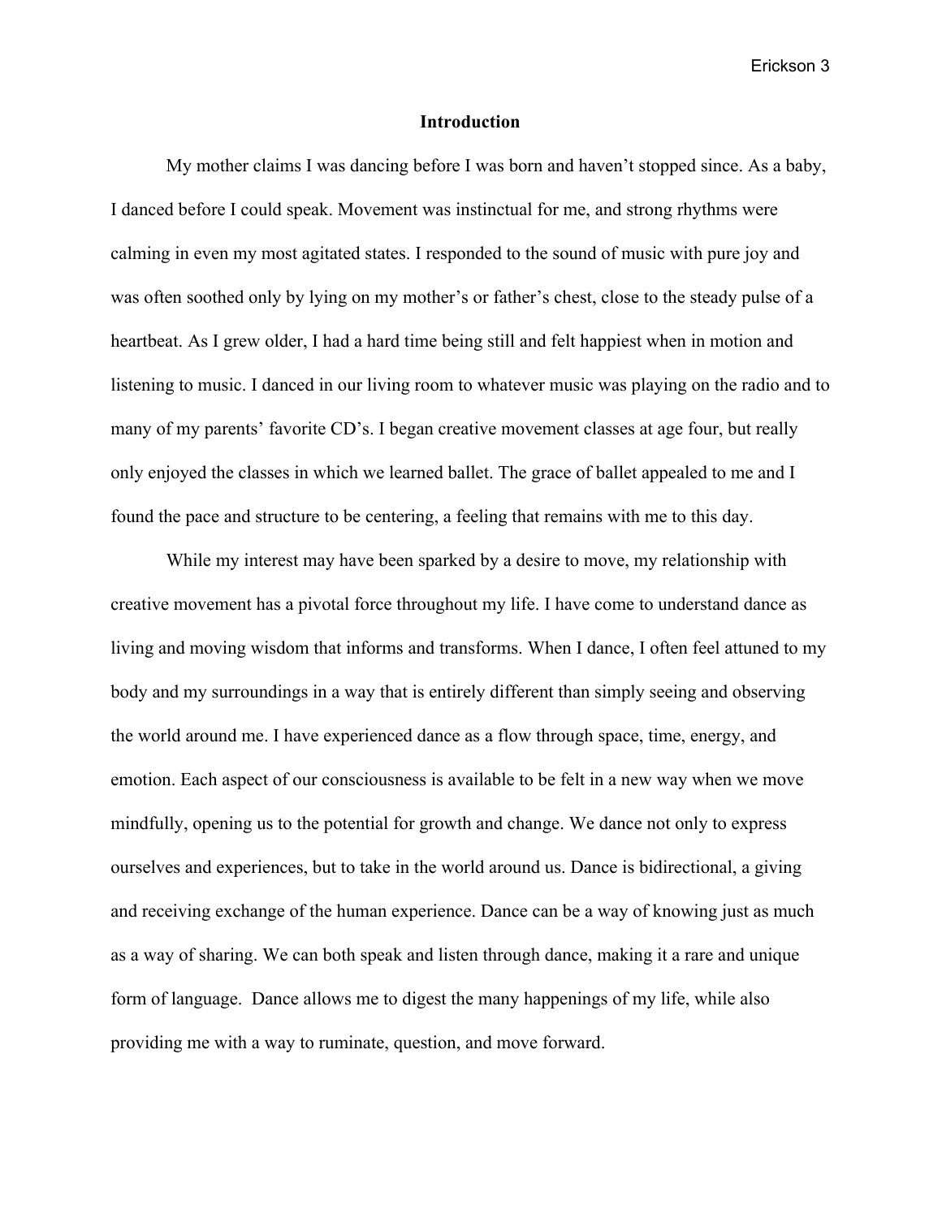# Introduction

My mother claims I was dancing before I was born and haven't stopped since. As a baby, I danced before I could speak. Movement was instinctual for me, and strong rhythms were calming in even my most agitated states. I responded to the sound of music with pure joy and was often soothed only by lying on my mother's or father's chest, close to the steady pulse of a heartbeat. As I grew older, I had a hard time being still and felt happiest when in motion and listening to music. I danced in our living room to whatever music was playing on the radio and to many of my parents' favorite CD's. I began creative movement classes at age four, but really only enjoyed the classes in which we learned ballet. The grace of ballet appealed to me and I found the pace and structure to be centering, a feeling that remains with me to this day.

While my interest may have been sparked by a desire to move, my relationship with creative movement has a pivotal force throughout my life. I have come to understand dance as living and moving wisdom that informs and transforms. When I dance, I often feel attuned to my body and my surroundings in a way that is entirely different than simply seeing and observing the world around me. I have experienced dance as a flow through space, time, energy, and emotion. Each aspect of our consciousness is available to be felt in a new way when we move mindfully, opening us to the potential for growth and change. We dance not only to express ourselves and experiences, but to take in the world around us. Dance is bidirectional, a giving and receiving exchange of the human experience. Dance can be a way of knowing just as much as a way of sharing. We can both speak and listen through dance, making it a rare and unique form of language. Dance allows me to digest the many happenings of my life, while also providing me with a way to ruminate, question, and move forward.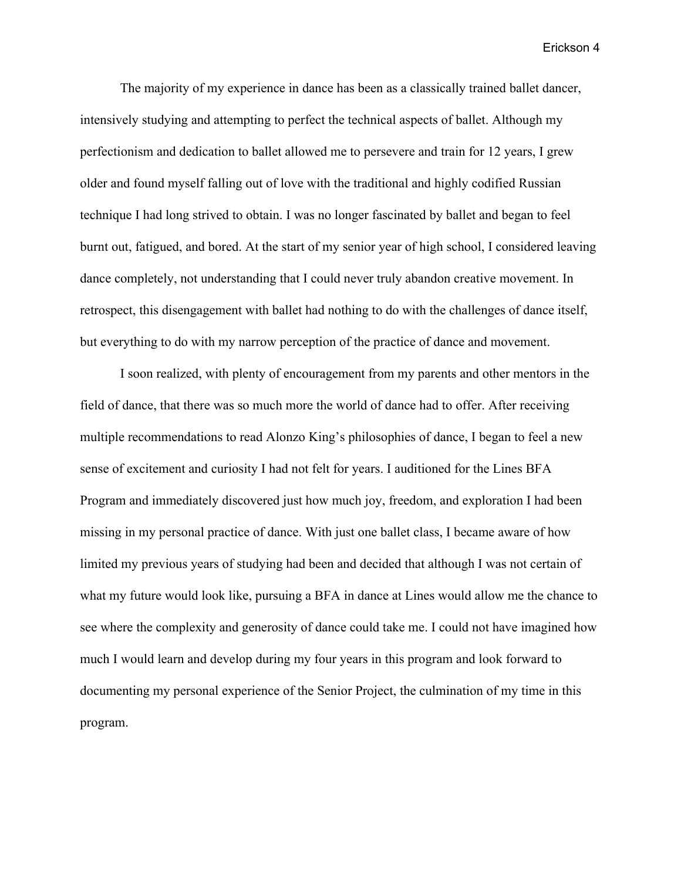The majority of my experience in dance has been as a classically trained ballet dancer, intensively studying and attempting to perfect the technical aspects of ballet. Although my perfectionism and dedication to ballet allowed me to persevere and train for 12 years, I grew older and found myself falling out of love with the traditional and highly codified Russian technique I had long strived to obtain. I was no longer fascinated by ballet and began to feel burnt out, fatigued, and bored. At the start of my senior year of high school, I considered leaving dance completely, not understanding that I could never truly abandon creative movement. In retrospect, this disengagement with ballet had nothing to do with the challenges of dance itself, but everything to do with my narrow perception of the practice of dance and movement.

I soon realized, with plenty of encouragement from my parents and other mentors in the field of dance, that there was so much more the world of dance had to offer. After receiving multiple recommendations to read Alonzo King's philosophies of dance, I began to feel a new sense of excitement and curiosity I had not felt for years. I auditioned for the Lines BFA Program and immediately discovered just how much joy, freedom, and exploration I had been missing in my personal practice of dance. With just one ballet class, I became aware of how limited my previous years of studying had been and decided that although I was not certain of what my future would look like, pursuing a BFA in dance at Lines would allow me the chance to see where the complexity and generosity of dance could take me. I could not have imagined how much I would learn and develop during my four years in this program and look forward to documenting my personal experience of the Senior Project, the culmination of my time in this program.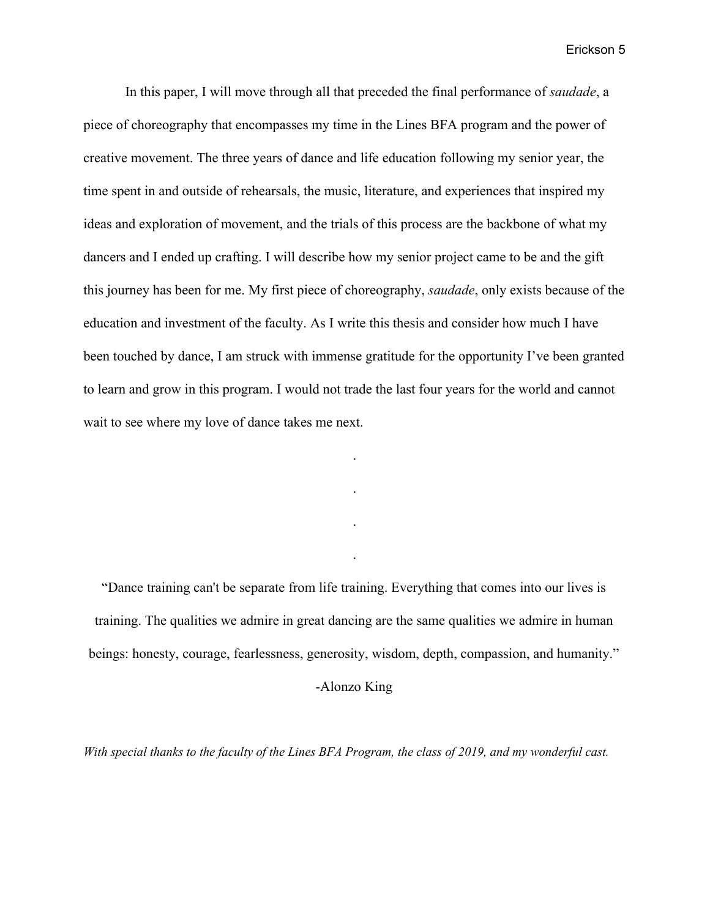In this paper, I will move through all that preceded the final performance of *saudade*, a piece of choreography that encompasses my time in the Lines BFA program and the power of creative movement. The three years of dance and life education following my senior year, the time spent in and outside of rehearsals, the music, literature, and experiences that inspired my ideas and exploration of movement, and the trials of this process are the backbone of what my dancers and I ended up crafting. I will describe how my senior project came to be and the gift this journey has been for me. My first piece of choreography, *saudade*, only exists because of the education and investment of the faculty. As I write this thesis and consider how much I have been touched by dance, I am struck with immense gratitude for the opportunity I've been granted to learn and grow in this program. I would not trade the last four years for the world and cannot wait to see where my love of dance takes me next.

.

.

.

.

"Dance training can't be separate from life training. Everything that comes into our lives is training. The qualities we admire in great dancing are the same qualities we admire in human beings: honesty, courage, fearlessness, generosity, wisdom, depth, compassion, and humanity."

-Alonzo King

*With special thanks to the faculty of the Lines BFA Program, the class of 2019, and my wonderful cast.*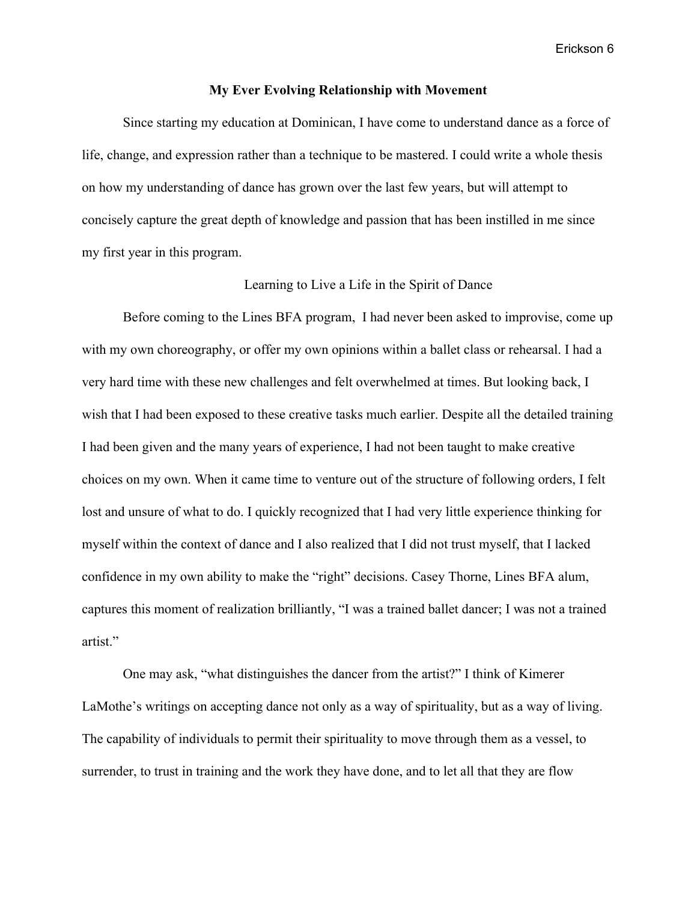## My Ever Evolving Relationship with Movement

Since starting my education at Dominican, I have come to understand dance as a force of life, change, and expression rather than a technique to be mastered. I could write a whole thesis on how my understanding of dance has grown over the last few years, but will attempt to concisely capture the great depth of knowledge and passion that has been instilled in me since my first year in this program.

### Learning to Live a Life in the Spirit of Dance

Before coming to the Lines BFA program,  I had never been asked to improvise, come up with my own choreography, or offer my own opinions within a ballet class or rehearsal. I had a very hard time with these new challenges and felt overwhelmed at times. But looking back, I wish that I had been exposed to these creative tasks much earlier. Despite all the detailed training I had been given and the many years of experience, I had not been taught to make creative choices on my own. When it came time to venture out of the structure of following orders, I felt lost and unsure of what to do. I quickly recognized that I had very little experience thinking for myself within the context of dance and I also realized that I did not trust myself, that I lacked confidence in my own ability to make the "right" decisions. Casey Thorne, Lines BFA alum, captures this moment of realization brilliantly, "I was a trained ballet dancer; I was not a trained artist."

One may ask, "what distinguishes the dancer from the artist?" I think of Kimerer LaMothe's writings on accepting dance not only as a way of spirituality, but as a way of living. The capability of individuals to permit their spirituality to move through them as a vessel, to surrender, to trust in training and the work they have done, and to let all that they are flow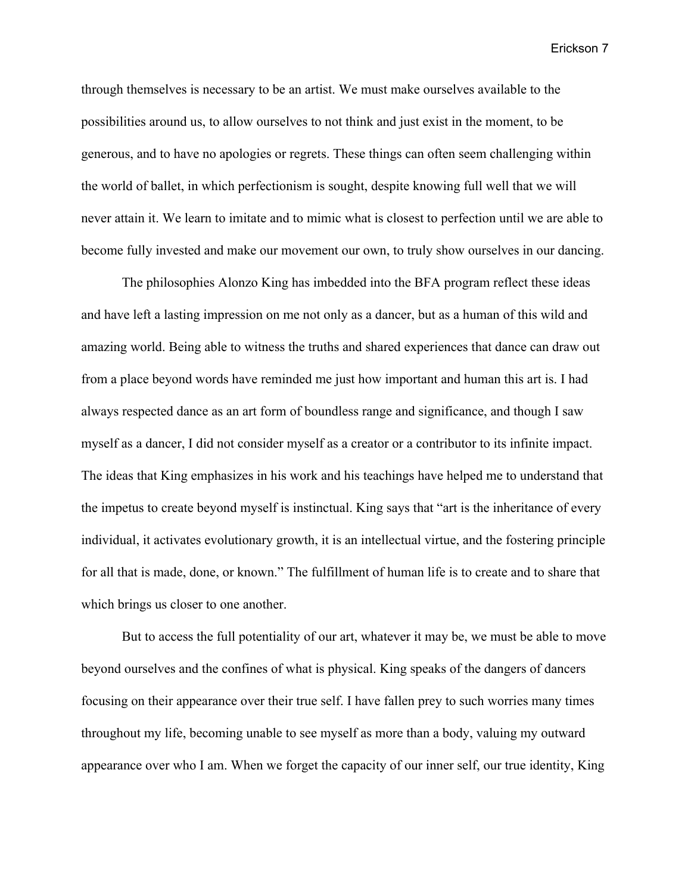through themselves is necessary to be an artist. We must make ourselves available to the possibilities around us, to allow ourselves to not think and just exist in the moment, to be generous, and to have no apologies or regrets. These things can often seem challenging within the world of ballet, in which perfectionism is sought, despite knowing full well that we will never attain it. We learn to imitate and to mimic what is closest to perfection until we are able to become fully invested and make our movement our own, to truly show ourselves in our dancing.

The philosophies Alonzo King has imbedded into the BFA program reflect these ideas and have left a lasting impression on me not only as a dancer, but as a human of this wild and amazing world. Being able to witness the truths and shared experiences that dance can draw out from a place beyond words have reminded me just how important and human this art is. I had always respected dance as an art form of boundless range and significance, and though I saw myself as a dancer, I did not consider myself as a creator or a contributor to its infinite impact. The ideas that King emphasizes in his work and his teachings have helped me to understand that the impetus to create beyond myself is instinctual. King says that "art is the inheritance of every individual, it activates evolutionary growth, it is an intellectual virtue, and the fostering principle for all that is made, done, or known." The fulfillment of human life is to create and to share that which brings us closer to one another.

But to access the full potentiality of our art, whatever it may be, we must be able to move beyond ourselves and the confines of what is physical. King speaks of the dangers of dancers focusing on their appearance over their true self. I have fallen prey to such worries many times throughout my life, becoming unable to see myself as more than a body, valuing my outward appearance over who I am. When we forget the capacity of our inner self, our true identity, King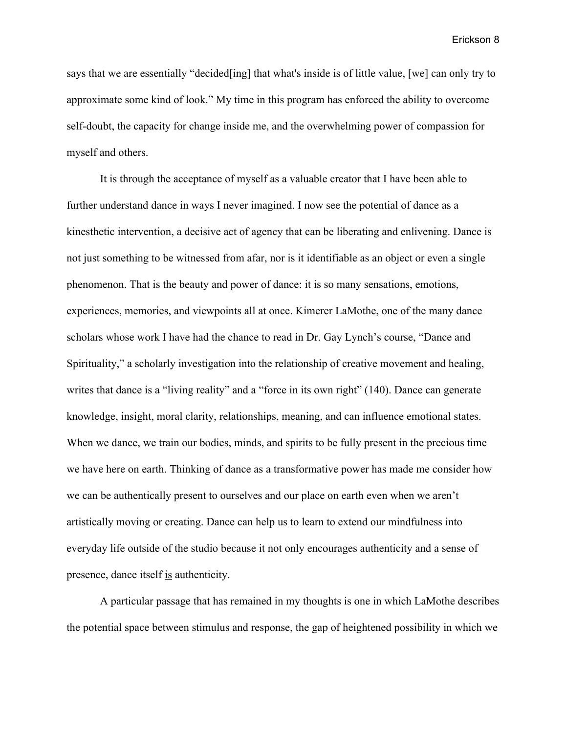says that we are essentially "decided[ing] that what's inside is of little value, [we] can only try to approximate some kind of look." My time in this program has enforced the ability to overcome self-doubt, the capacity for change inside me, and the overwhelming power of compassion for myself and others.

It is through the acceptance of myself as a valuable creator that I have been able to further understand dance in ways I never imagined. I now see the potential of dance as a kinesthetic intervention, a decisive act of agency that can be liberating and enlivening. Dance is not just something to be witnessed from afar, nor is it identifiable as an object or even a single phenomenon. That is the beauty and power of dance: it is so many sensations, emotions, experiences, memories, and viewpoints all at once. Kimerer LaMothe, one of the many dance scholars whose work I have had the chance to read in Dr. Gay Lynch's course, "Dance and Spirituality," a scholarly investigation into the relationship of creative movement and healing, writes that dance is a "living reality" and a "force in its own right" (140). Dance can generate knowledge, insight, moral clarity, relationships, meaning, and can influence emotional states. When we dance, we train our bodies, minds, and spirits to be fully present in the precious time we have here on earth. Thinking of dance as a transformative power has made me consider how we can be authentically present to ourselves and our place on earth even when we aren't artistically moving or creating. Dance can help us to learn to extend our mindfulness into everyday life outside of the studio because it not only encourages authenticity and a sense of presence, dance itself <u>is</u> authenticity.

A particular passage that has remained in my thoughts is one in which LaMothe describes the potential space between stimulus and response, the gap of heightened possibility in which we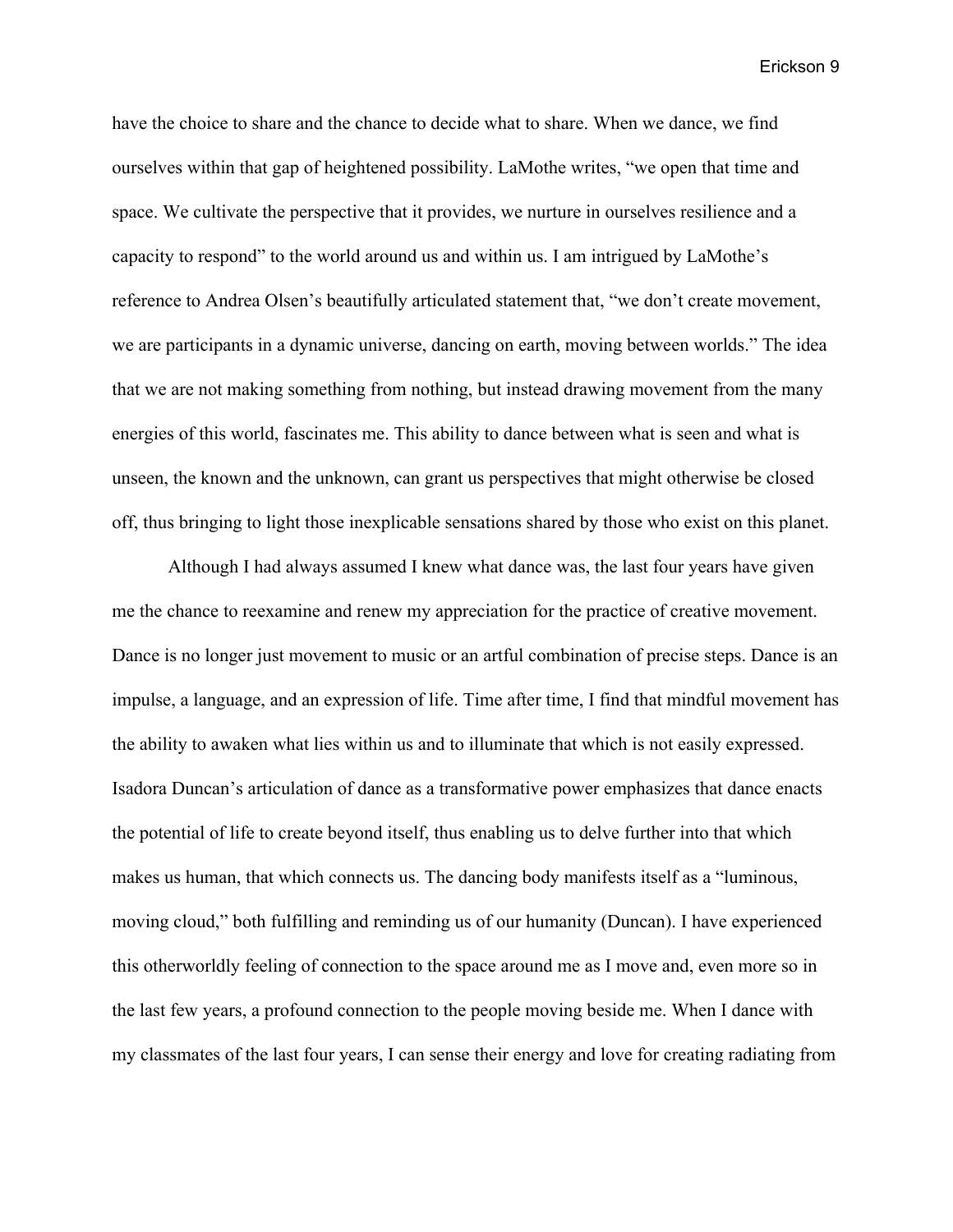have the choice to share and the chance to decide what to share. When we dance, we find ourselves within that gap of heightened possibility. LaMothe writes, "we open that time and space. We cultivate the perspective that it provides, we nurture in ourselves resilience and a capacity to respond" to the world around us and within us. I am intrigued by LaMothe's reference to Andrea Olsen's beautifully articulated statement that, "we don't create movement, we are participants in a dynamic universe, dancing on earth, moving between worlds." The idea that we are not making something from nothing, but instead drawing movement from the many energies of this world, fascinates me. This ability to dance between what is seen and what is unseen, the known and the unknown, can grant us perspectives that might otherwise be closed off, thus bringing to light those inexplicable sensations shared by those who exist on this planet.

Although I had always assumed I knew what dance was, the last four years have given me the chance to reexamine and renew my appreciation for the practice of creative movement. Dance is no longer just movement to music or an artful combination of precise steps. Dance is an impulse, a language, and an expression of life. Time after time, I find that mindful movement has the ability to awaken what lies within us and to illuminate that which is not easily expressed. Isadora Duncan's articulation of dance as a transformative power emphasizes that dance enacts the potential of life to create beyond itself, thus enabling us to delve further into that which makes us human, that which connects us. The dancing body manifests itself as a "luminous, moving cloud," both fulfilling and reminding us of our humanity (Duncan). I have experienced this otherworldly feeling of connection to the space around me as I move and, even more so in the last few years, a profound connection to the people moving beside me. When I dance with my classmates of the last four years, I can sense their energy and love for creating radiating from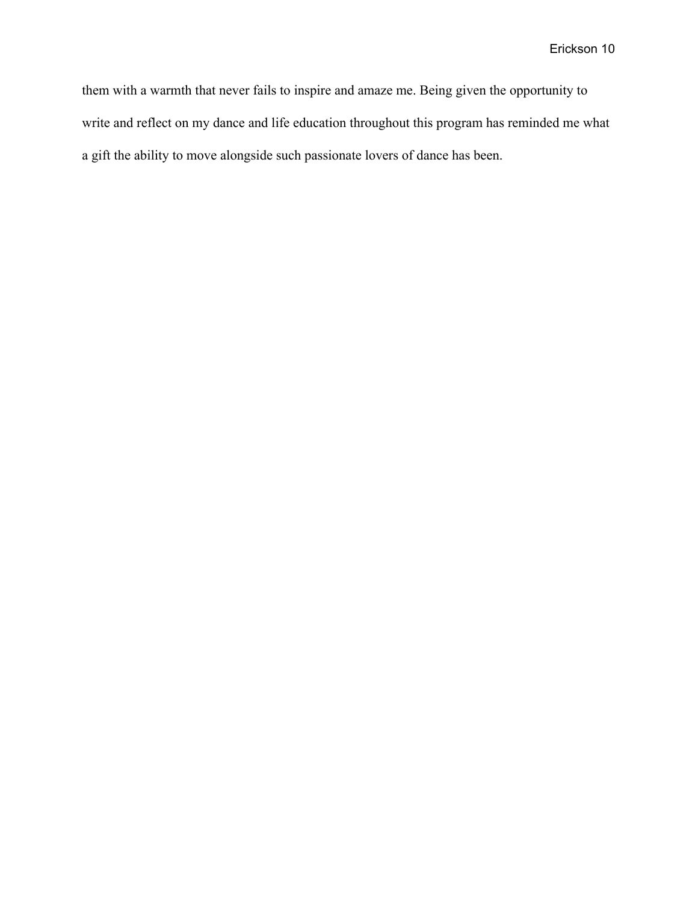them with a warmth that never fails to inspire and amaze me. Being given the opportunity to write and reflect on my dance and life education throughout this program has reminded me what a gift the ability to move alongside such passionate lovers of dance has been.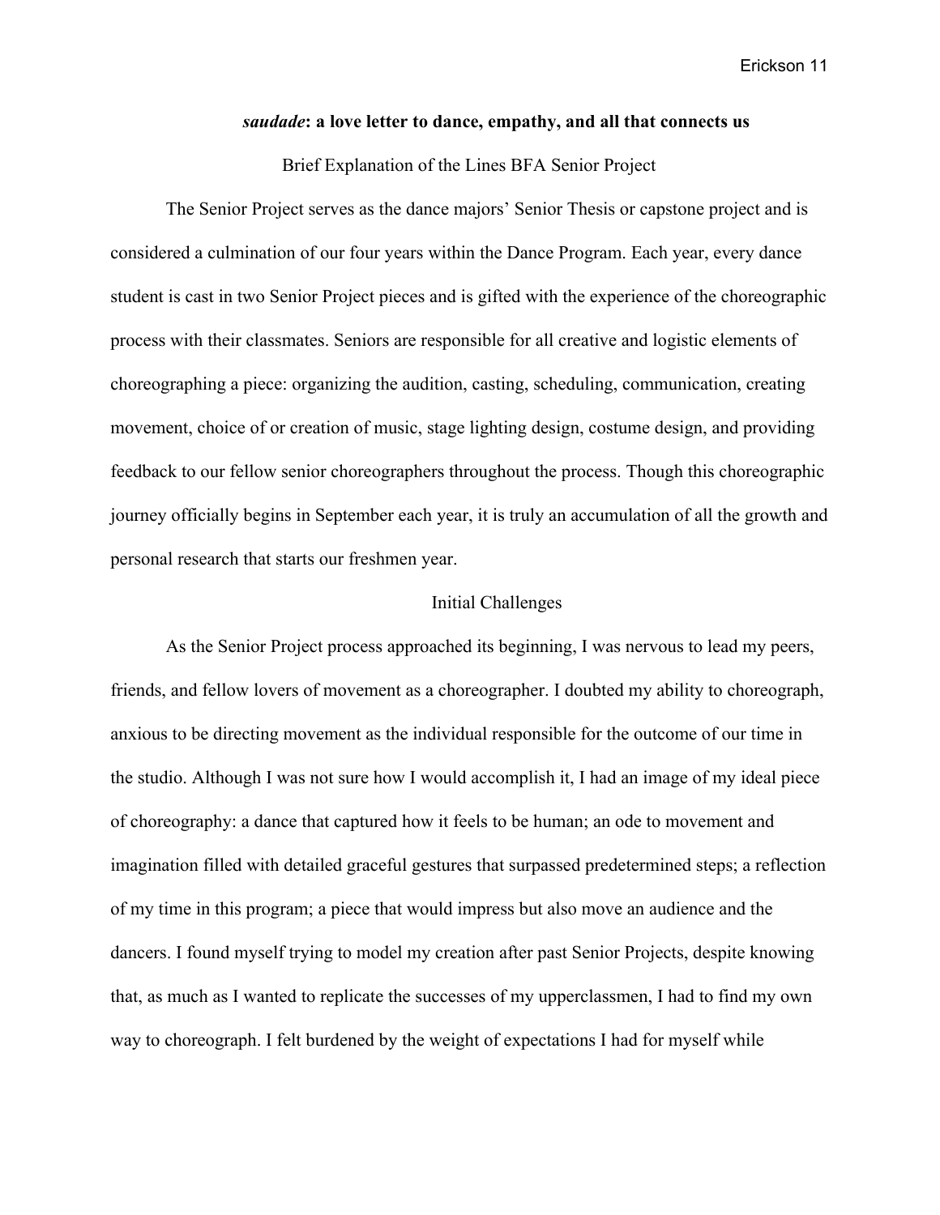## ***saudade*: a love letter to dance, empathy, and all that connects us**

### Brief Explanation of the Lines BFA Senior Project

The Senior Project serves as the dance majors' Senior Thesis or capstone project and is considered a culmination of our four years within the Dance Program. Each year, every dance student is cast in two Senior Project pieces and is gifted with the experience of the choreographic process with their classmates. Seniors are responsible for all creative and logistic elements of choreographing a piece: organizing the audition, casting, scheduling, communication, creating movement, choice of or creation of music, stage lighting design, costume design, and providing feedback to our fellow senior choreographers throughout the process. Though this choreographic journey officially begins in September each year, it is truly an accumulation of all the growth and personal research that starts our freshmen year.

### Initial Challenges

As the Senior Project process approached its beginning, I was nervous to lead my peers, friends, and fellow lovers of movement as a choreographer. I doubted my ability to choreograph, anxious to be directing movement as the individual responsible for the outcome of our time in the studio. Although I was not sure how I would accomplish it, I had an image of my ideal piece of choreography: a dance that captured how it feels to be human; an ode to movement and imagination filled with detailed graceful gestures that surpassed predetermined steps; a reflection of my time in this program; a piece that would impress but also move an audience and the dancers. I found myself trying to model my creation after past Senior Projects, despite knowing that, as much as I wanted to replicate the successes of my upperclassmen, I had to find my own way to choreograph. I felt burdened by the weight of expectations I had for myself while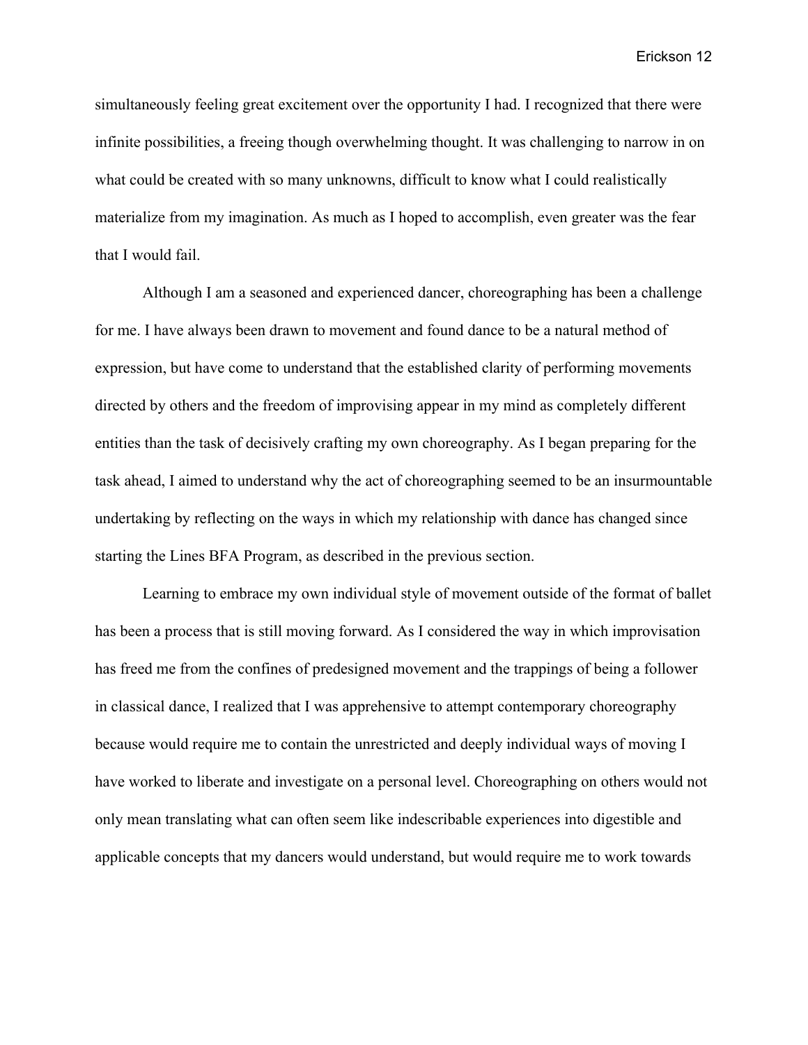simultaneously feeling great excitement over the opportunity I had. I recognized that there were infinite possibilities, a freeing though overwhelming thought. It was challenging to narrow in on what could be created with so many unknowns, difficult to know what I could realistically materialize from my imagination. As much as I hoped to accomplish, even greater was the fear that I would fail.

Although I am a seasoned and experienced dancer, choreographing has been a challenge for me. I have always been drawn to movement and found dance to be a natural method of expression, but have come to understand that the established clarity of performing movements directed by others and the freedom of improvising appear in my mind as completely different entities than the task of decisively crafting my own choreography. As I began preparing for the task ahead, I aimed to understand why the act of choreographing seemed to be an insurmountable undertaking by reflecting on the ways in which my relationship with dance has changed since starting the Lines BFA Program, as described in the previous section.

Learning to embrace my own individual style of movement outside of the format of ballet has been a process that is still moving forward. As I considered the way in which improvisation has freed me from the confines of predesigned movement and the trappings of being a follower in classical dance, I realized that I was apprehensive to attempt contemporary choreography because would require me to contain the unrestricted and deeply individual ways of moving I have worked to liberate and investigate on a personal level. Choreographing on others would not only mean translating what can often seem like indescribable experiences into digestible and applicable concepts that my dancers would understand, but would require me to work towards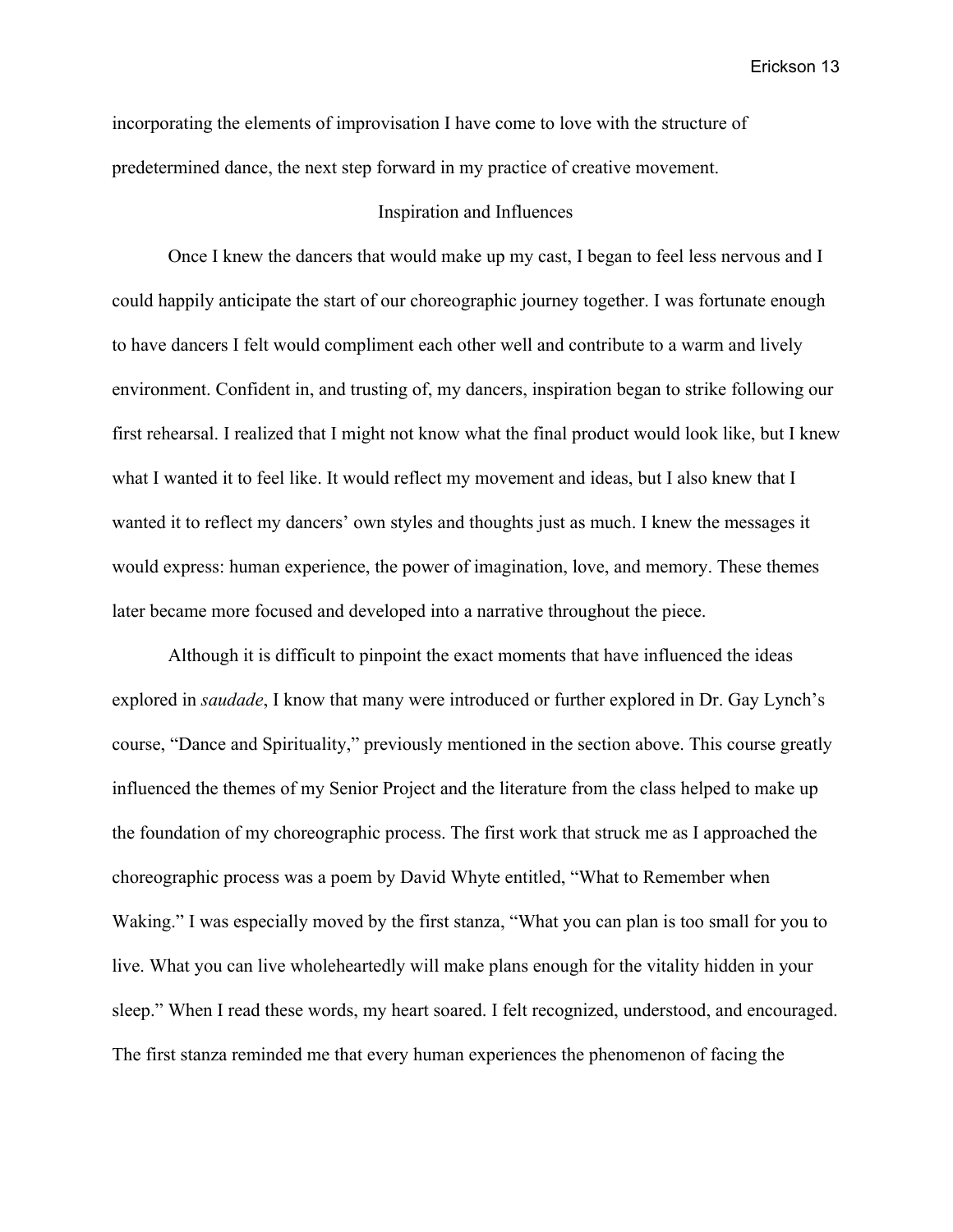incorporating the elements of improvisation I have come to love with the structure of predetermined dance, the next step forward in my practice of creative movement.

## Inspiration and Influences

Once I knew the dancers that would make up my cast, I began to feel less nervous and I could happily anticipate the start of our choreographic journey together. I was fortunate enough to have dancers I felt would compliment each other well and contribute to a warm and lively environment. Confident in, and trusting of, my dancers, inspiration began to strike following our first rehearsal. I realized that I might not know what the final product would look like, but I knew what I wanted it to feel like. It would reflect my movement and ideas, but I also knew that I wanted it to reflect my dancers' own styles and thoughts just as much. I knew the messages it would express: human experience, the power of imagination, love, and memory. These themes later became more focused and developed into a narrative throughout the piece.

Although it is difficult to pinpoint the exact moments that have influenced the ideas explored in *saudade*, I know that many were introduced or further explored in Dr. Gay Lynch's course, "Dance and Spirituality," previously mentioned in the section above. This course greatly influenced the themes of my Senior Project and the literature from the class helped to make up the foundation of my choreographic process. The first work that struck me as I approached the choreographic process was a poem by David Whyte entitled, "What to Remember when Waking." I was especially moved by the first stanza, "What you can plan is too small for you to live. What you can live wholeheartedly will make plans enough for the vitality hidden in your sleep." When I read these words, my heart soared. I felt recognized, understood, and encouraged. The first stanza reminded me that every human experiences the phenomenon of facing the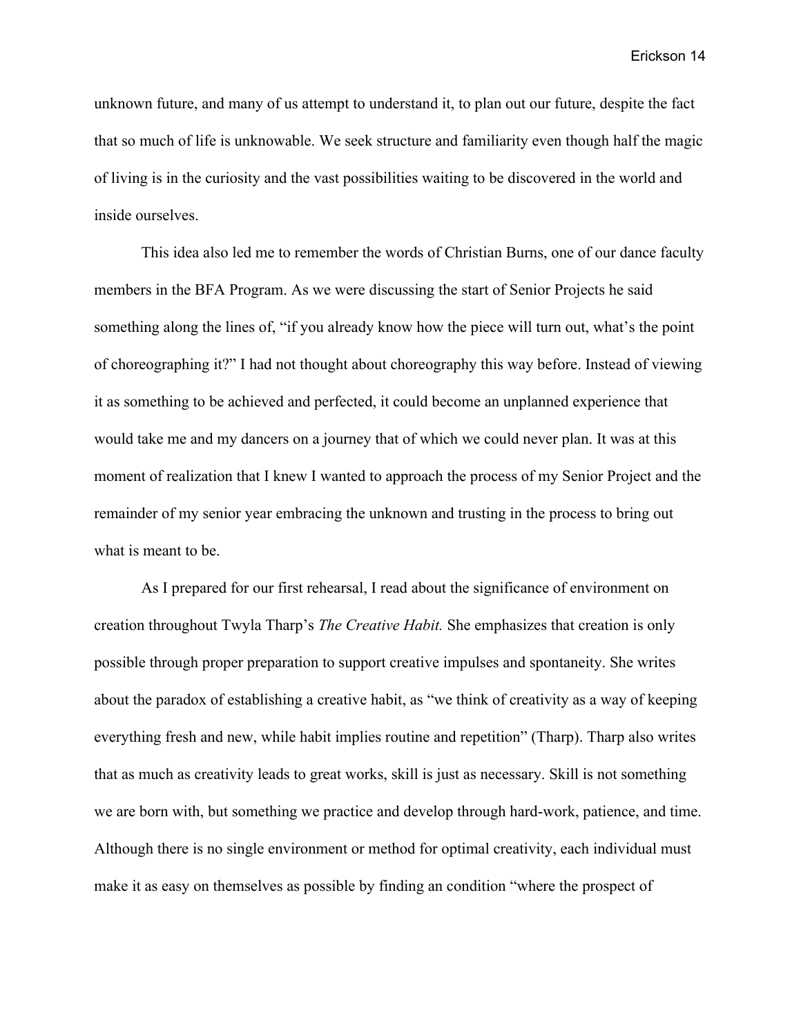unknown future, and many of us attempt to understand it, to plan out our future, despite the fact that so much of life is unknowable. We seek structure and familiarity even though half the magic of living is in the curiosity and the vast possibilities waiting to be discovered in the world and inside ourselves.

This idea also led me to remember the words of Christian Burns, one of our dance faculty members in the BFA Program. As we were discussing the start of Senior Projects he said something along the lines of, "if you already know how the piece will turn out, what's the point of choreographing it?" I had not thought about choreography this way before. Instead of viewing it as something to be achieved and perfected, it could become an unplanned experience that would take me and my dancers on a journey that of which we could never plan. It was at this moment of realization that I knew I wanted to approach the process of my Senior Project and the remainder of my senior year embracing the unknown and trusting in the process to bring out what is meant to be.

As I prepared for our first rehearsal, I read about the significance of environment on creation throughout Twyla Tharp's *The Creative Habit.* She emphasizes that creation is only possible through proper preparation to support creative impulses and spontaneity. She writes about the paradox of establishing a creative habit, as "we think of creativity as a way of keeping everything fresh and new, while habit implies routine and repetition" (Tharp). Tharp also writes that as much as creativity leads to great works, skill is just as necessary. Skill is not something we are born with, but something we practice and develop through hard-work, patience, and time. Although there is no single environment or method for optimal creativity, each individual must make it as easy on themselves as possible by finding an condition "where the prospect of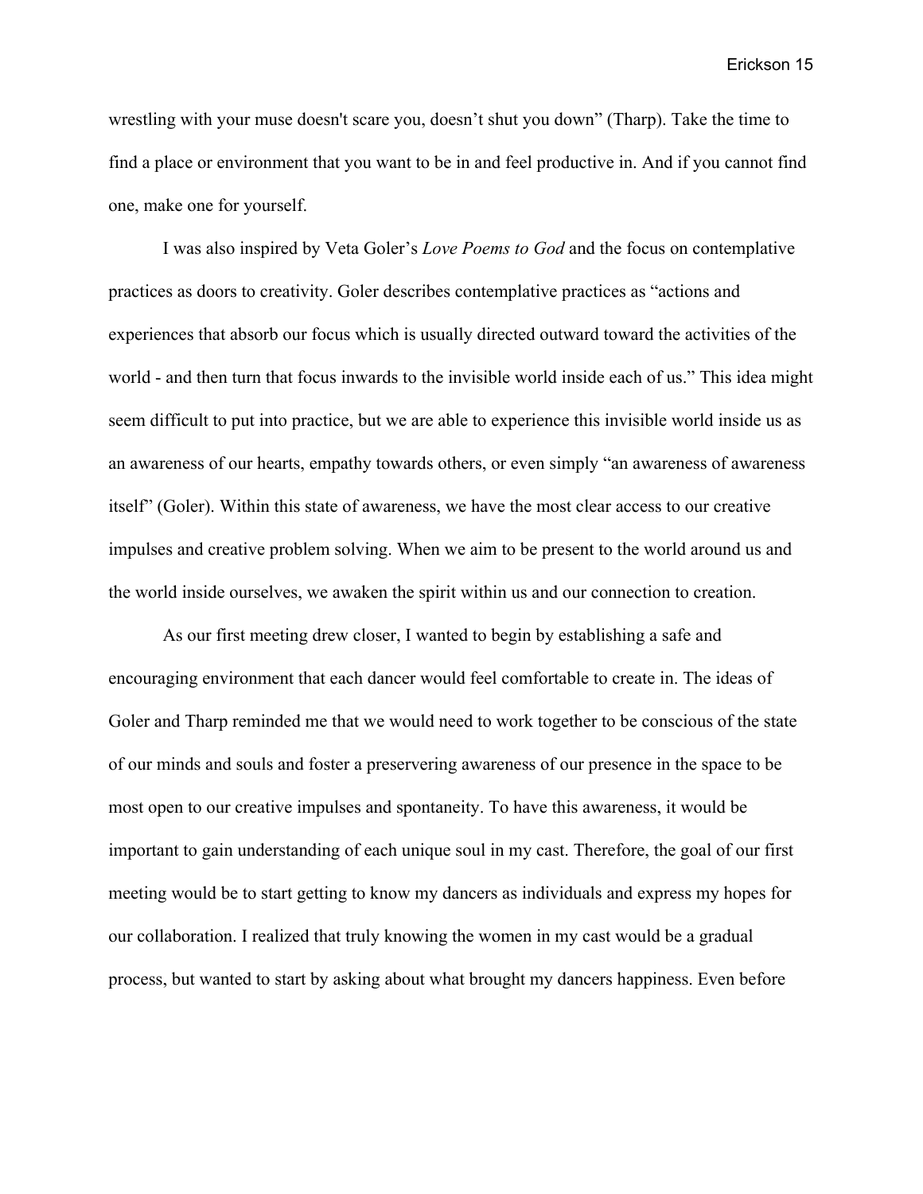wrestling with your muse doesn't scare you, doesn’t shut you down” (Tharp). Take the time to find a place or environment that you want to be in and feel productive in. And if you cannot find one, make one for yourself.

I was also inspired by Veta Goler’s *Love Poems to God* and the focus on contemplative practices as doors to creativity. Goler describes contemplative practices as “actions and experiences that absorb our focus which is usually directed outward toward the activities of the world - and then turn that focus inwards to the invisible world inside each of us.” This idea might seem difficult to put into practice, but we are able to experience this invisible world inside us as an awareness of our hearts, empathy towards others, or even simply “an awareness of awareness itself” (Goler). Within this state of awareness, we have the most clear access to our creative impulses and creative problem solving. When we aim to be present to the world around us and the world inside ourselves, we awaken the spirit within us and our connection to creation.

As our first meeting drew closer, I wanted to begin by establishing a safe and encouraging environment that each dancer would feel comfortable to create in. The ideas of Goler and Tharp reminded me that we would need to work together to be conscious of the state of our minds and souls and foster a preservering awareness of our presence in the space to be most open to our creative impulses and spontaneity. To have this awareness, it would be important to gain understanding of each unique soul in my cast. Therefore, the goal of our first meeting would be to start getting to know my dancers as individuals and express my hopes for our collaboration. I realized that truly knowing the women in my cast would be a gradual process, but wanted to start by asking about what brought my dancers happiness. Even before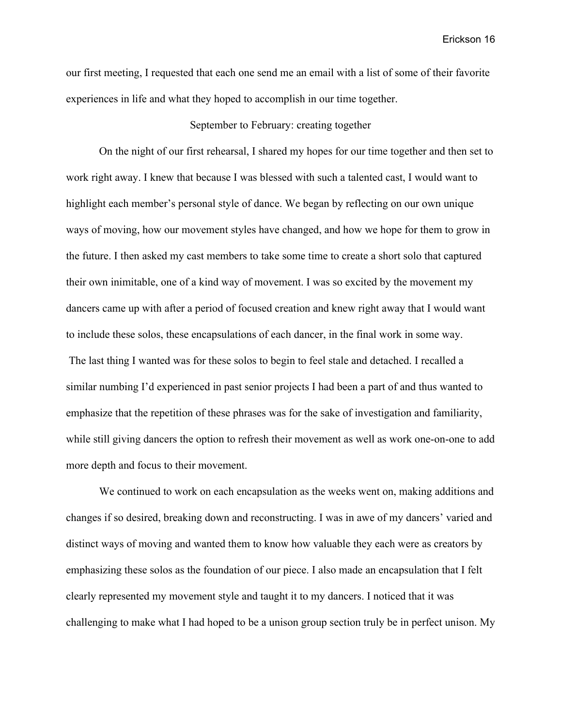our first meeting, I requested that each one send me an email with a list of some of their favorite experiences in life and what they hoped to accomplish in our time together.

## September to February: creating together

On the night of our first rehearsal, I shared my hopes for our time together and then set to work right away. I knew that because I was blessed with such a talented cast, I would want to highlight each member's personal style of dance. We began by reflecting on our own unique ways of moving, how our movement styles have changed, and how we hope for them to grow in the future. I then asked my cast members to take some time to create a short solo that captured their own inimitable, one of a kind way of movement. I was so excited by the movement my dancers came up with after a period of focused creation and knew right away that I would want to include these solos, these encapsulations of each dancer, in the final work in some way. The last thing I wanted was for these solos to begin to feel stale and detached. I recalled a similar numbing I'd experienced in past senior projects I had been a part of and thus wanted to emphasize that the repetition of these phrases was for the sake of investigation and familiarity, while still giving dancers the option to refresh their movement as well as work one-on-one to add more depth and focus to their movement.

We continued to work on each encapsulation as the weeks went on, making additions and changes if so desired, breaking down and reconstructing. I was in awe of my dancers' varied and distinct ways of moving and wanted them to know how valuable they each were as creators by emphasizing these solos as the foundation of our piece. I also made an encapsulation that I felt clearly represented my movement style and taught it to my dancers. I noticed that it was challenging to make what I had hoped to be a unison group section truly be in perfect unison. My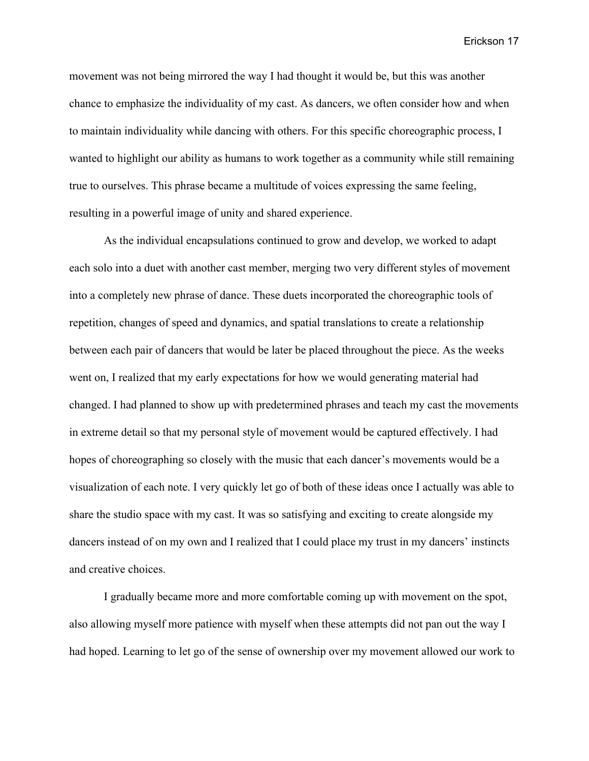movement was not being mirrored the way I had thought it would be, but this was another chance to emphasize the individuality of my cast. As dancers, we often consider how and when to maintain individuality while dancing with others. For this specific choreographic process, I wanted to highlight our ability as humans to work together as a community while still remaining true to ourselves. This phrase became a multitude of voices expressing the same feeling, resulting in a powerful image of unity and shared experience.

As the individual encapsulations continued to grow and develop, we worked to adapt each solo into a duet with another cast member, merging two very different styles of movement into a completely new phrase of dance. These duets incorporated the choreographic tools of repetition, changes of speed and dynamics, and spatial translations to create a relationship between each pair of dancers that would be later be placed throughout the piece. As the weeks went on, I realized that my early expectations for how we would generating material had changed. I had planned to show up with predetermined phrases and teach my cast the movements in extreme detail so that my personal style of movement would be captured effectively. I had hopes of choreographing so closely with the music that each dancer's movements would be a visualization of each note. I very quickly let go of both of these ideas once I actually was able to share the studio space with my cast. It was so satisfying and exciting to create alongside my dancers instead of on my own and I realized that I could place my trust in my dancers' instincts and creative choices.

I gradually became more and more comfortable coming up with movement on the spot, also allowing myself more patience with myself when these attempts did not pan out the way I had hoped. Learning to let go of the sense of ownership over my movement allowed our work to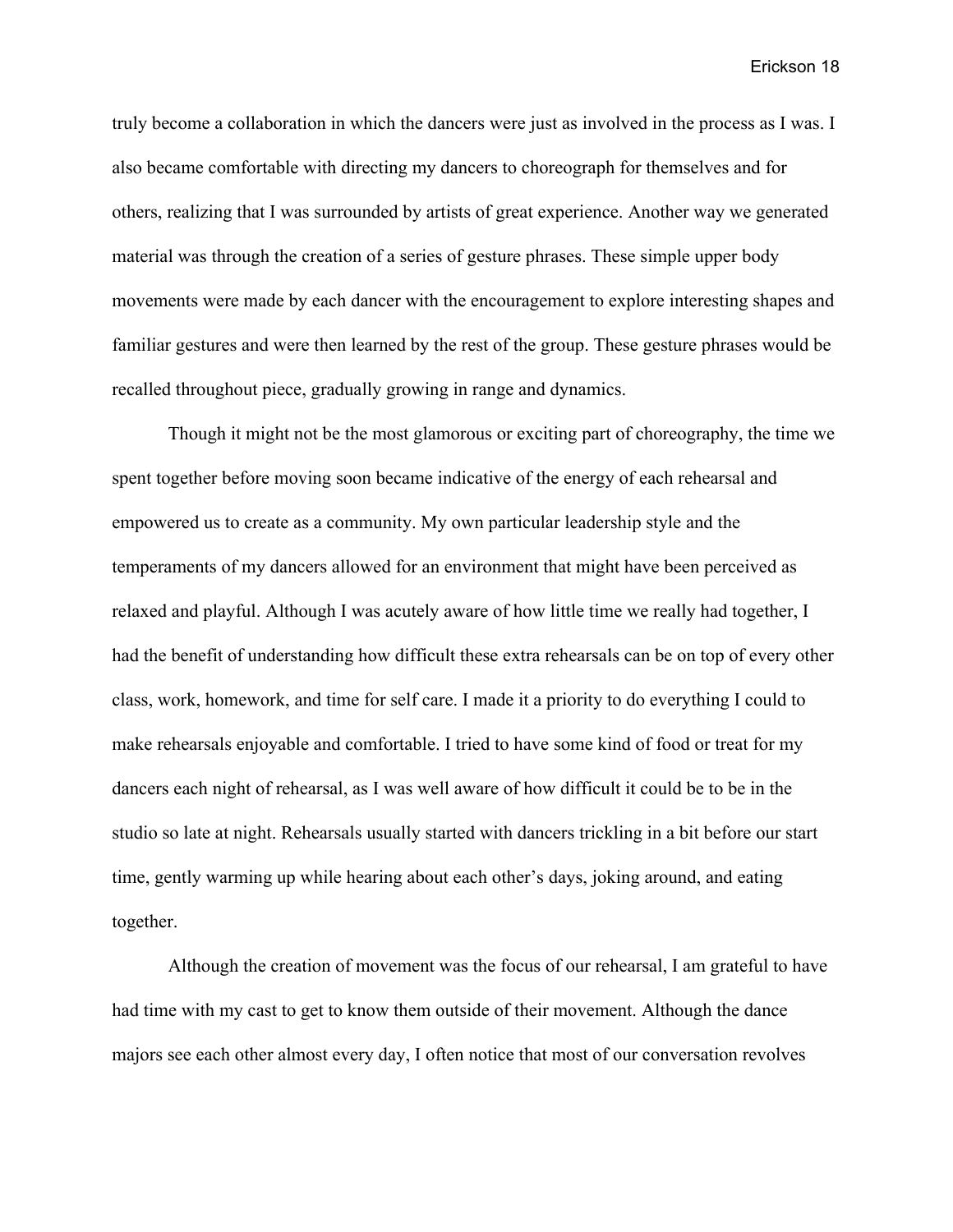truly become a collaboration in which the dancers were just as involved in the process as I was. I also became comfortable with directing my dancers to choreograph for themselves and for others, realizing that I was surrounded by artists of great experience. Another way we generated material was through the creation of a series of gesture phrases. These simple upper body movements were made by each dancer with the encouragement to explore interesting shapes and familiar gestures and were then learned by the rest of the group. These gesture phrases would be recalled throughout piece, gradually growing in range and dynamics.

Though it might not be the most glamorous or exciting part of choreography, the time we spent together before moving soon became indicative of the energy of each rehearsal and empowered us to create as a community. My own particular leadership style and the temperaments of my dancers allowed for an environment that might have been perceived as relaxed and playful. Although I was acutely aware of how little time we really had together, I had the benefit of understanding how difficult these extra rehearsals can be on top of every other class, work, homework, and time for self care. I made it a priority to do everything I could to make rehearsals enjoyable and comfortable. I tried to have some kind of food or treat for my dancers each night of rehearsal, as I was well aware of how difficult it could be to be in the studio so late at night. Rehearsals usually started with dancers trickling in a bit before our start time, gently warming up while hearing about each other's days, joking around, and eating together.

Although the creation of movement was the focus of our rehearsal, I am grateful to have had time with my cast to get to know them outside of their movement. Although the dance majors see each other almost every day, I often notice that most of our conversation revolves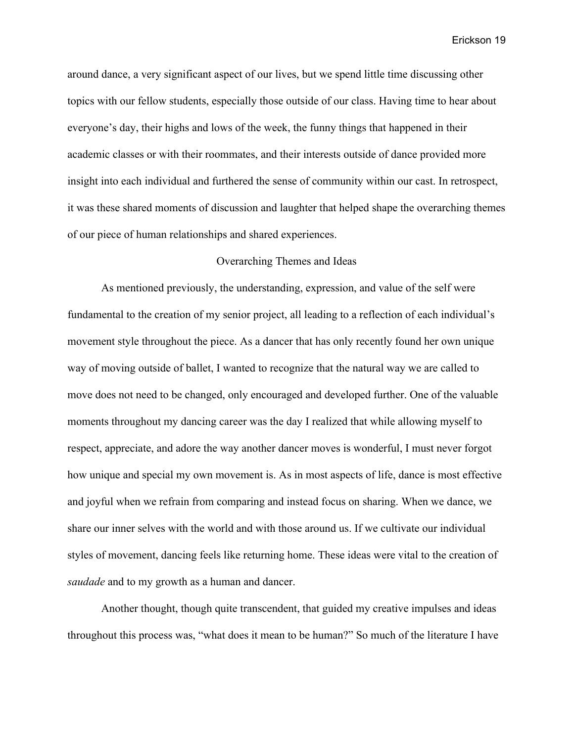around dance, a very significant aspect of our lives, but we spend little time discussing other topics with our fellow students, especially those outside of our class. Having time to hear about everyone's day, their highs and lows of the week, the funny things that happened in their academic classes or with their roommates, and their interests outside of dance provided more insight into each individual and furthered the sense of community within our cast. In retrospect, it was these shared moments of discussion and laughter that helped shape the overarching themes of our piece of human relationships and shared experiences.

## Overarching Themes and Ideas

As mentioned previously, the understanding, expression, and value of the self were fundamental to the creation of my senior project, all leading to a reflection of each individual's movement style throughout the piece. As a dancer that has only recently found her own unique way of moving outside of ballet, I wanted to recognize that the natural way we are called to move does not need to be changed, only encouraged and developed further. One of the valuable moments throughout my dancing career was the day I realized that while allowing myself to respect, appreciate, and adore the way another dancer moves is wonderful, I must never forgot how unique and special my own movement is. As in most aspects of life, dance is most effective and joyful when we refrain from comparing and instead focus on sharing. When we dance, we share our inner selves with the world and with those around us. If we cultivate our individual styles of movement, dancing feels like returning home. These ideas were vital to the creation of *saudade* and to my growth as a human and dancer.

Another thought, though quite transcendent, that guided my creative impulses and ideas throughout this process was, "what does it mean to be human?" So much of the literature I have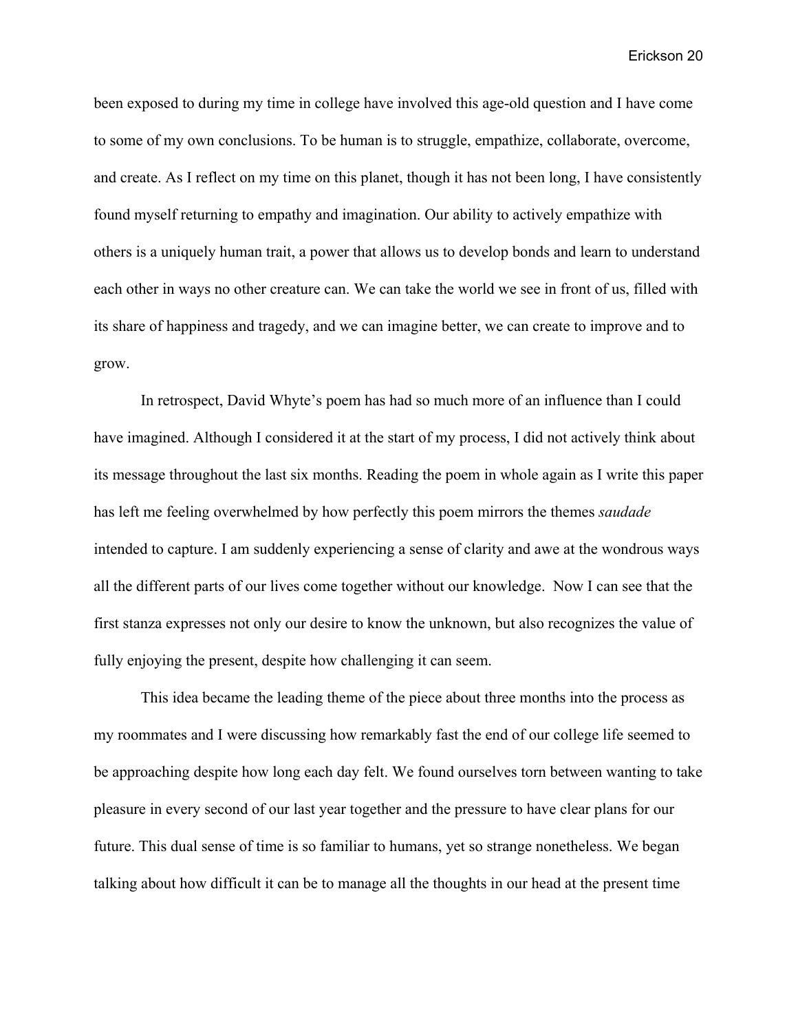been exposed to during my time in college have involved this age-old question and I have come to some of my own conclusions. To be human is to struggle, empathize, collaborate, overcome, and create. As I reflect on my time on this planet, though it has not been long, I have consistently found myself returning to empathy and imagination. Our ability to actively empathize with others is a uniquely human trait, a power that allows us to develop bonds and learn to understand each other in ways no other creature can. We can take the world we see in front of us, filled with its share of happiness and tragedy, and we can imagine better, we can create to improve and to grow.

In retrospect, David Whyte's poem has had so much more of an influence than I could have imagined. Although I considered it at the start of my process, I did not actively think about its message throughout the last six months. Reading the poem in whole again as I write this paper has left me feeling overwhelmed by how perfectly this poem mirrors the themes *saudade* intended to capture. I am suddenly experiencing a sense of clarity and awe at the wondrous ways all the different parts of our lives come together without our knowledge. Now I can see that the first stanza expresses not only our desire to know the unknown, but also recognizes the value of fully enjoying the present, despite how challenging it can seem.

This idea became the leading theme of the piece about three months into the process as my roommates and I were discussing how remarkably fast the end of our college life seemed to be approaching despite how long each day felt. We found ourselves torn between wanting to take pleasure in every second of our last year together and the pressure to have clear plans for our future. This dual sense of time is so familiar to humans, yet so strange nonetheless. We began talking about how difficult it can be to manage all the thoughts in our head at the present time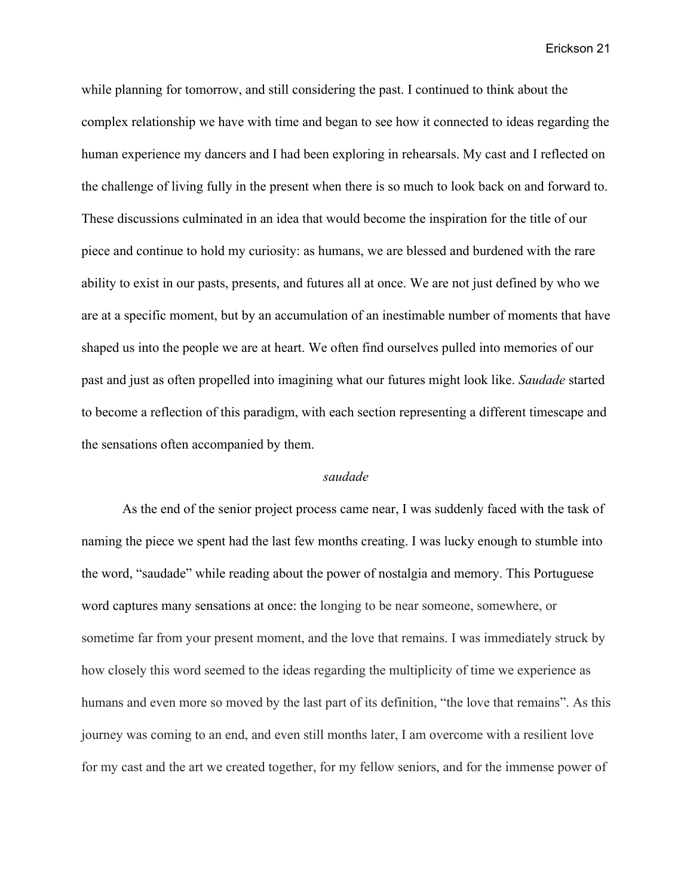while planning for tomorrow, and still considering the past. I continued to think about the complex relationship we have with time and began to see how it connected to ideas regarding the human experience my dancers and I had been exploring in rehearsals. My cast and I reflected on the challenge of living fully in the present when there is so much to look back on and forward to. These discussions culminated in an idea that would become the inspiration for the title of our piece and continue to hold my curiosity: as humans, we are blessed and burdened with the rare ability to exist in our pasts, presents, and futures all at once. We are not just defined by who we are at a specific moment, but by an accumulation of an inestimable number of moments that have shaped us into the people we are at heart. We often find ourselves pulled into memories of our past and just as often propelled into imagining what our futures might look like. *Saudade* started to become a reflection of this paradigm, with each section representing a different timescape and the sensations often accompanied by them.

### *saudade*

As the end of the senior project process came near, I was suddenly faced with the task of naming the piece we spent had the last few months creating. I was lucky enough to stumble into the word, "saudade" while reading about the power of nostalgia and memory. This Portuguese word captures many sensations at once: the longing to be near someone, somewhere, or sometime far from your present moment, and the love that remains. I was immediately struck by how closely this word seemed to the ideas regarding the multiplicity of time we experience as humans and even more so moved by the last part of its definition, "the love that remains". As this journey was coming to an end, and even still months later, I am overcome with a resilient love for my cast and the art we created together, for my fellow seniors, and for the immense power of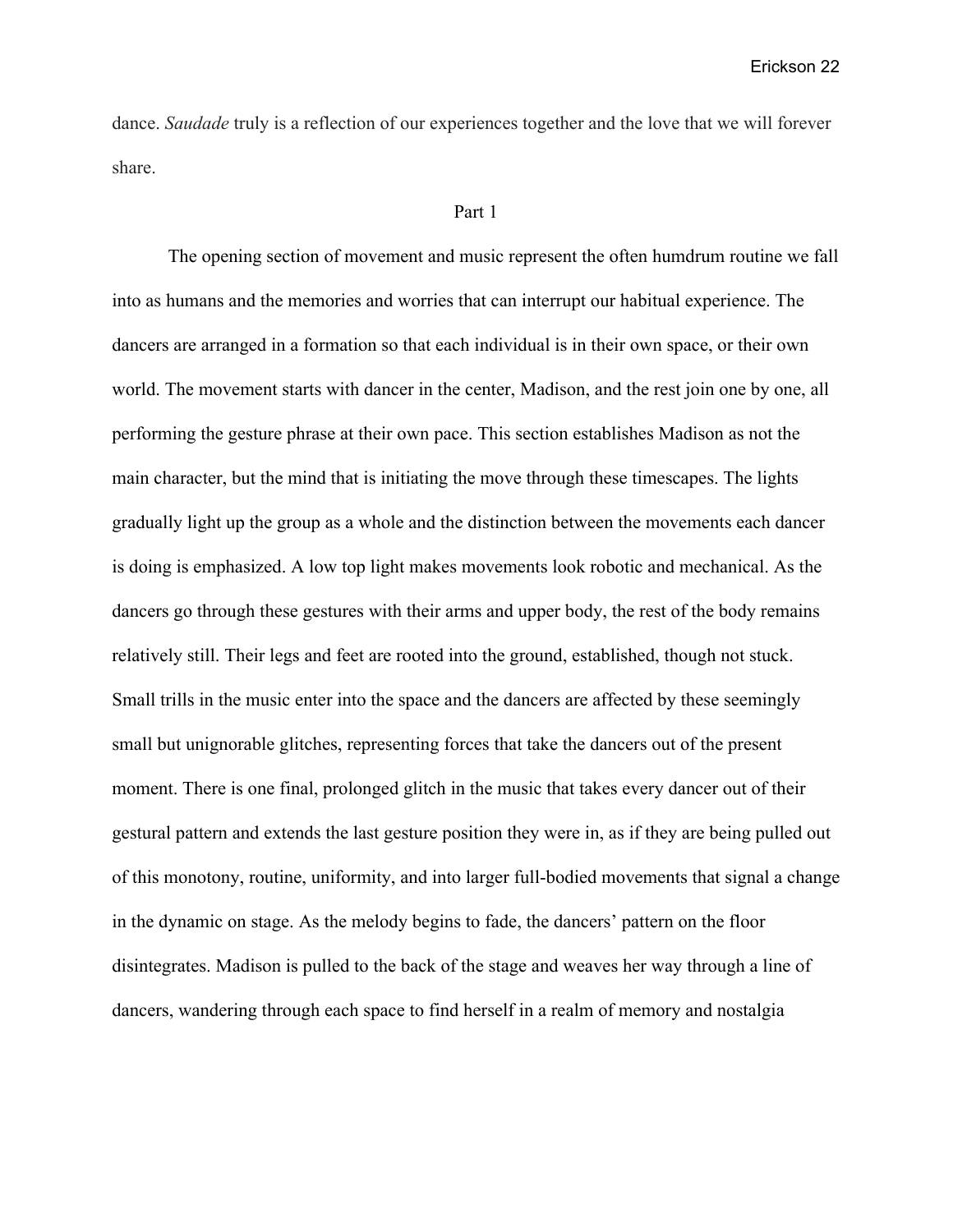dance. *Saudade* truly is a reflection of our experiences together and the love that we will forever share.

## Part 1

The opening section of movement and music represent the often humdrum routine we fall into as humans and the memories and worries that can interrupt our habitual experience. The dancers are arranged in a formation so that each individual is in their own space, or their own world. The movement starts with dancer in the center, Madison, and the rest join one by one, all performing the gesture phrase at their own pace. This section establishes Madison as not the main character, but the mind that is initiating the move through these timescapes. The lights gradually light up the group as a whole and the distinction between the movements each dancer is doing is emphasized. A low top light makes movements look robotic and mechanical. As the dancers go through these gestures with their arms and upper body, the rest of the body remains relatively still. Their legs and feet are rooted into the ground, established, though not stuck. Small trills in the music enter into the space and the dancers are affected by these seemingly small but unignorable glitches, representing forces that take the dancers out of the present moment. There is one final, prolonged glitch in the music that takes every dancer out of their gestural pattern and extends the last gesture position they were in, as if they are being pulled out of this monotony, routine, uniformity, and into larger full-bodied movements that signal a change in the dynamic on stage. As the melody begins to fade, the dancers' pattern on the floor disintegrates. Madison is pulled to the back of the stage and weaves her way through a line of dancers, wandering through each space to find herself in a realm of memory and nostalgia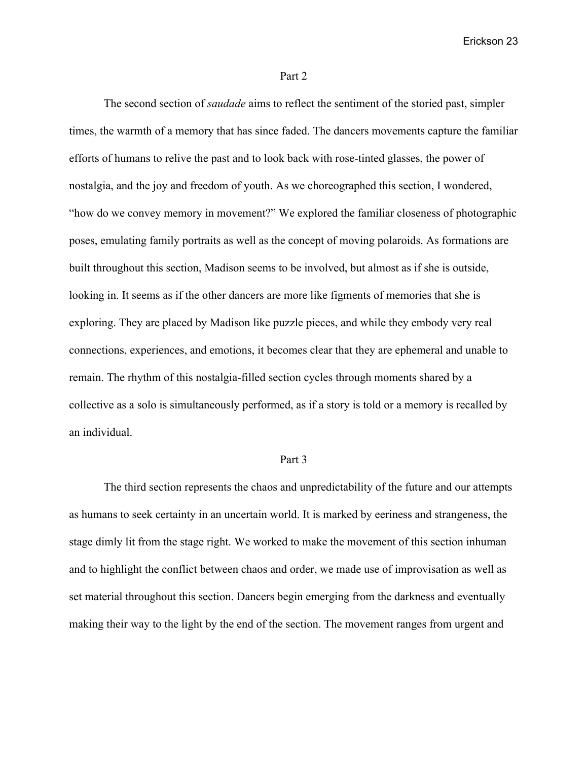## Part 2

The second section of *saudade* aims to reflect the sentiment of the storied past, simpler times, the warmth of a memory that has since faded. The dancers movements capture the familiar efforts of humans to relive the past and to look back with rose-tinted glasses, the power of nostalgia, and the joy and freedom of youth. As we choreographed this section, I wondered, "how do we convey memory in movement?" We explored the familiar closeness of photographic poses, emulating family portraits as well as the concept of moving polaroids. As formations are built throughout this section, Madison seems to be involved, but almost as if she is outside, looking in. It seems as if the other dancers are more like figments of memories that she is exploring. They are placed by Madison like puzzle pieces, and while they embody very real connections, experiences, and emotions, it becomes clear that they are ephemeral and unable to remain. The rhythm of this nostalgia-filled section cycles through moments shared by a collective as a solo is simultaneously performed, as if a story is told or a memory is recalled by an individual.

## Part 3

The third section represents the chaos and unpredictability of the future and our attempts as humans to seek certainty in an uncertain world. It is marked by eeriness and strangeness, the stage dimly lit from the stage right. We worked to make the movement of this section inhuman and to highlight the conflict between chaos and order, we made use of improvisation as well as set material throughout this section. Dancers begin emerging from the darkness and eventually making their way to the light by the end of the section. The movement ranges from urgent and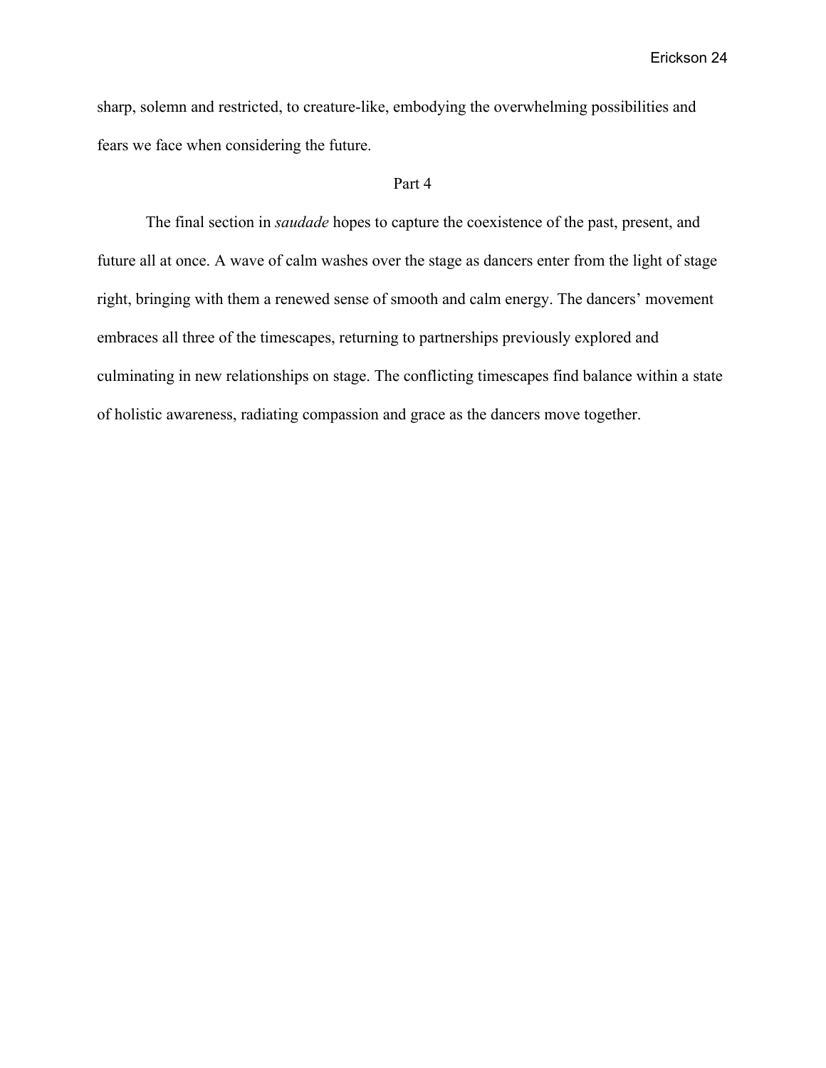sharp, solemn and restricted, to creature-like, embodying the overwhelming possibilities and fears we face when considering the future.

## Part 4

The final section in *saudade* hopes to capture the coexistence of the past, present, and future all at once. A wave of calm washes over the stage as dancers enter from the light of stage right, bringing with them a renewed sense of smooth and calm energy. The dancers' movement embraces all three of the timescapes, returning to partnerships previously explored and culminating in new relationships on stage. The conflicting timescapes find balance within a state of holistic awareness, radiating compassion and grace as the dancers move together.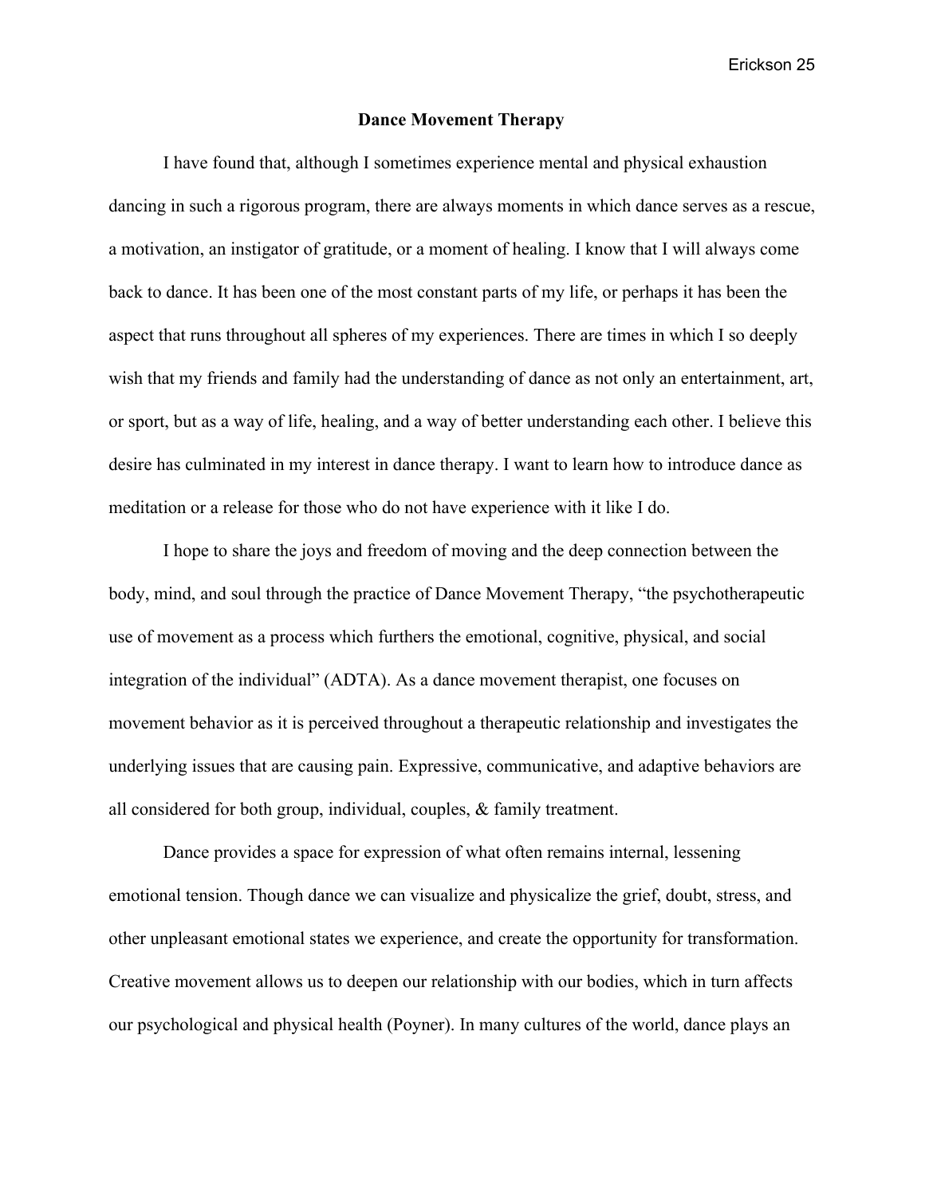## Dance Movement Therapy

I have found that, although I sometimes experience mental and physical exhaustion dancing in such a rigorous program, there are always moments in which dance serves as a rescue, a motivation, an instigator of gratitude, or a moment of healing. I know that I will always come back to dance. It has been one of the most constant parts of my life, or perhaps it has been the aspect that runs throughout all spheres of my experiences. There are times in which I so deeply wish that my friends and family had the understanding of dance as not only an entertainment, art, or sport, but as a way of life, healing, and a way of better understanding each other. I believe this desire has culminated in my interest in dance therapy. I want to learn how to introduce dance as meditation or a release for those who do not have experience with it like I do.

I hope to share the joys and freedom of moving and the deep connection between the body, mind, and soul through the practice of Dance Movement Therapy, "the psychotherapeutic use of movement as a process which furthers the emotional, cognitive, physical, and social integration of the individual" (ADTA). As a dance movement therapist, one focuses on movement behavior as it is perceived throughout a therapeutic relationship and investigates the underlying issues that are causing pain. Expressive, communicative, and adaptive behaviors are all considered for both group, individual, couples, & family treatment.

Dance provides a space for expression of what often remains internal, lessening emotional tension. Though dance we can visualize and physicalize the grief, doubt, stress, and other unpleasant emotional states we experience, and create the opportunity for transformation. Creative movement allows us to deepen our relationship with our bodies, which in turn affects our psychological and physical health (Poyner). In many cultures of the world, dance plays an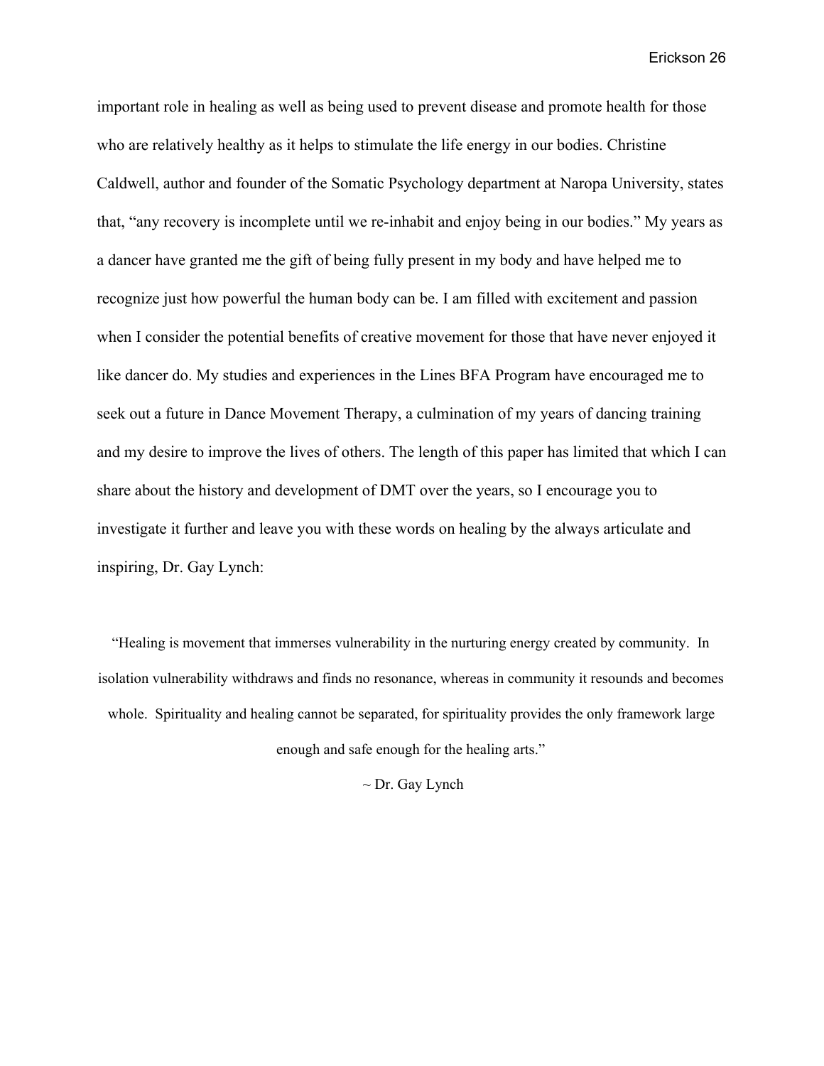important role in healing as well as being used to prevent disease and promote health for those who are relatively healthy as it helps to stimulate the life energy in our bodies. Christine Caldwell, author and founder of the Somatic Psychology department at Naropa University, states that, "any recovery is incomplete until we re-inhabit and enjoy being in our bodies." My years as a dancer have granted me the gift of being fully present in my body and have helped me to recognize just how powerful the human body can be. I am filled with excitement and passion when I consider the potential benefits of creative movement for those that have never enjoyed it like dancer do. My studies and experiences in the Lines BFA Program have encouraged me to seek out a future in Dance Movement Therapy, a culmination of my years of dancing training and my desire to improve the lives of others. The length of this paper has limited that which I can share about the history and development of DMT over the years, so I encourage you to investigate it further and leave you with these words on healing by the always articulate and inspiring, Dr. Gay Lynch:

> "Healing is movement that immerses vulnerability in the nurturing energy created by community. In isolation vulnerability withdraws and finds no resonance, whereas in community it resounds and becomes whole. Spirituality and healing cannot be separated, for spirituality provides the only framework large enough and safe enough for the healing arts."
>
> ~ Dr. Gay Lynch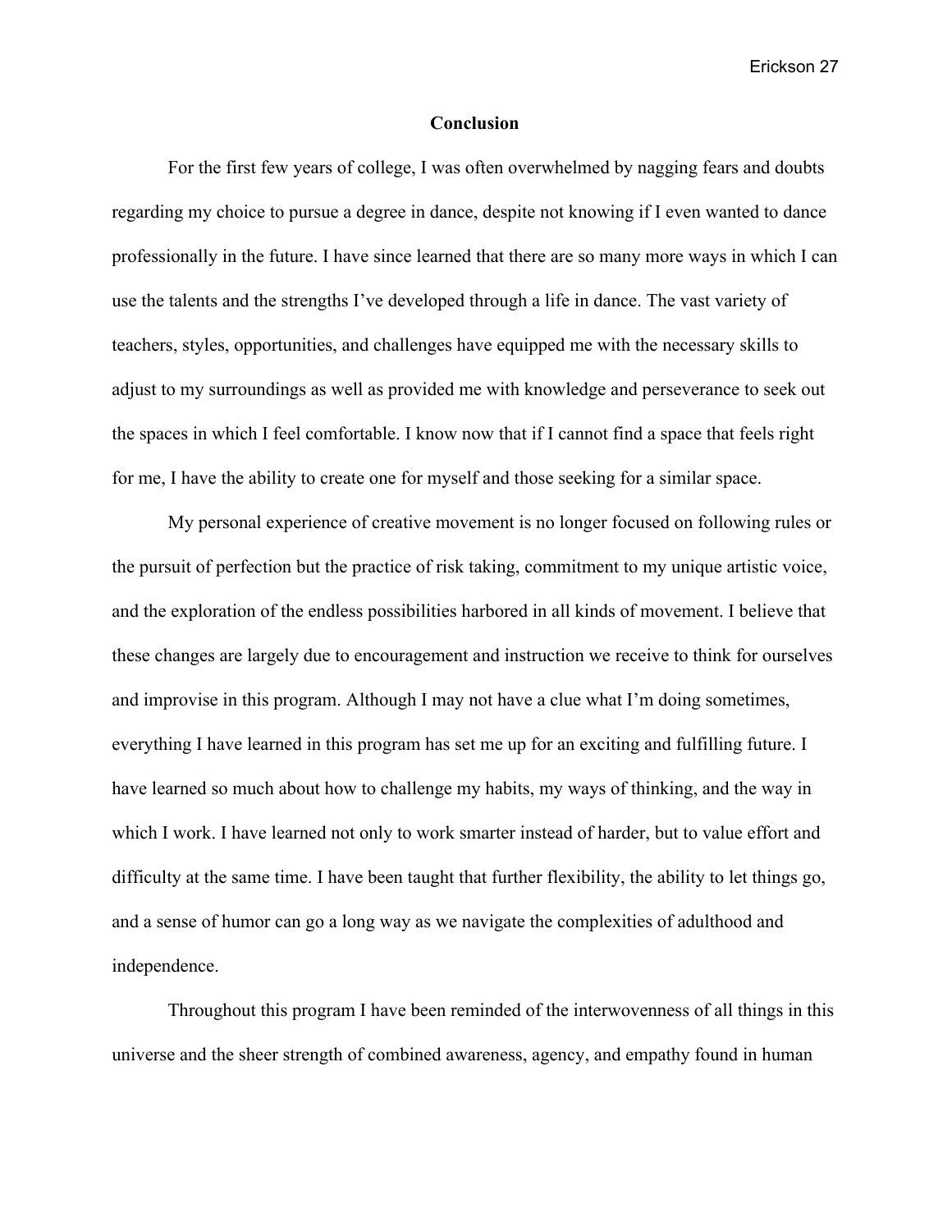## Conclusion

For the first few years of college, I was often overwhelmed by nagging fears and doubts regarding my choice to pursue a degree in dance, despite not knowing if I even wanted to dance professionally in the future. I have since learned that there are so many more ways in which I can use the talents and the strengths I've developed through a life in dance. The vast variety of teachers, styles, opportunities, and challenges have equipped me with the necessary skills to adjust to my surroundings as well as provided me with knowledge and perseverance to seek out the spaces in which I feel comfortable. I know now that if I cannot find a space that feels right for me, I have the ability to create one for myself and those seeking for a similar space.

My personal experience of creative movement is no longer focused on following rules or the pursuit of perfection but the practice of risk taking, commitment to my unique artistic voice, and the exploration of the endless possibilities harbored in all kinds of movement. I believe that these changes are largely due to encouragement and instruction we receive to think for ourselves and improvise in this program. Although I may not have a clue what I'm doing sometimes, everything I have learned in this program has set me up for an exciting and fulfilling future. I have learned so much about how to challenge my habits, my ways of thinking, and the way in which I work. I have learned not only to work smarter instead of harder, but to value effort and difficulty at the same time. I have been taught that further flexibility, the ability to let things go, and a sense of humor can go a long way as we navigate the complexities of adulthood and independence.

Throughout this program I have been reminded of the interwovenness of all things in this universe and the sheer strength of combined awareness, agency, and empathy found in human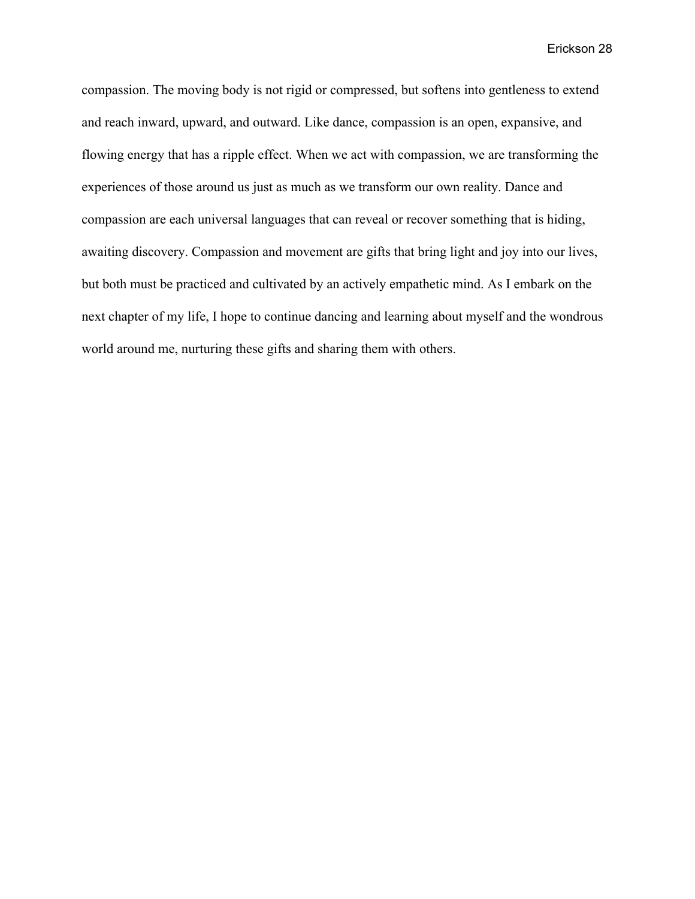compassion. The moving body is not rigid or compressed, but softens into gentleness to extend and reach inward, upward, and outward. Like dance, compassion is an open, expansive, and flowing energy that has a ripple effect. When we act with compassion, we are transforming the experiences of those around us just as much as we transform our own reality. Dance and compassion are each universal languages that can reveal or recover something that is hiding, awaiting discovery. Compassion and movement are gifts that bring light and joy into our lives, but both must be practiced and cultivated by an actively empathetic mind. As I embark on the next chapter of my life, I hope to continue dancing and learning about myself and the wondrous world around me, nurturing these gifts and sharing them with others.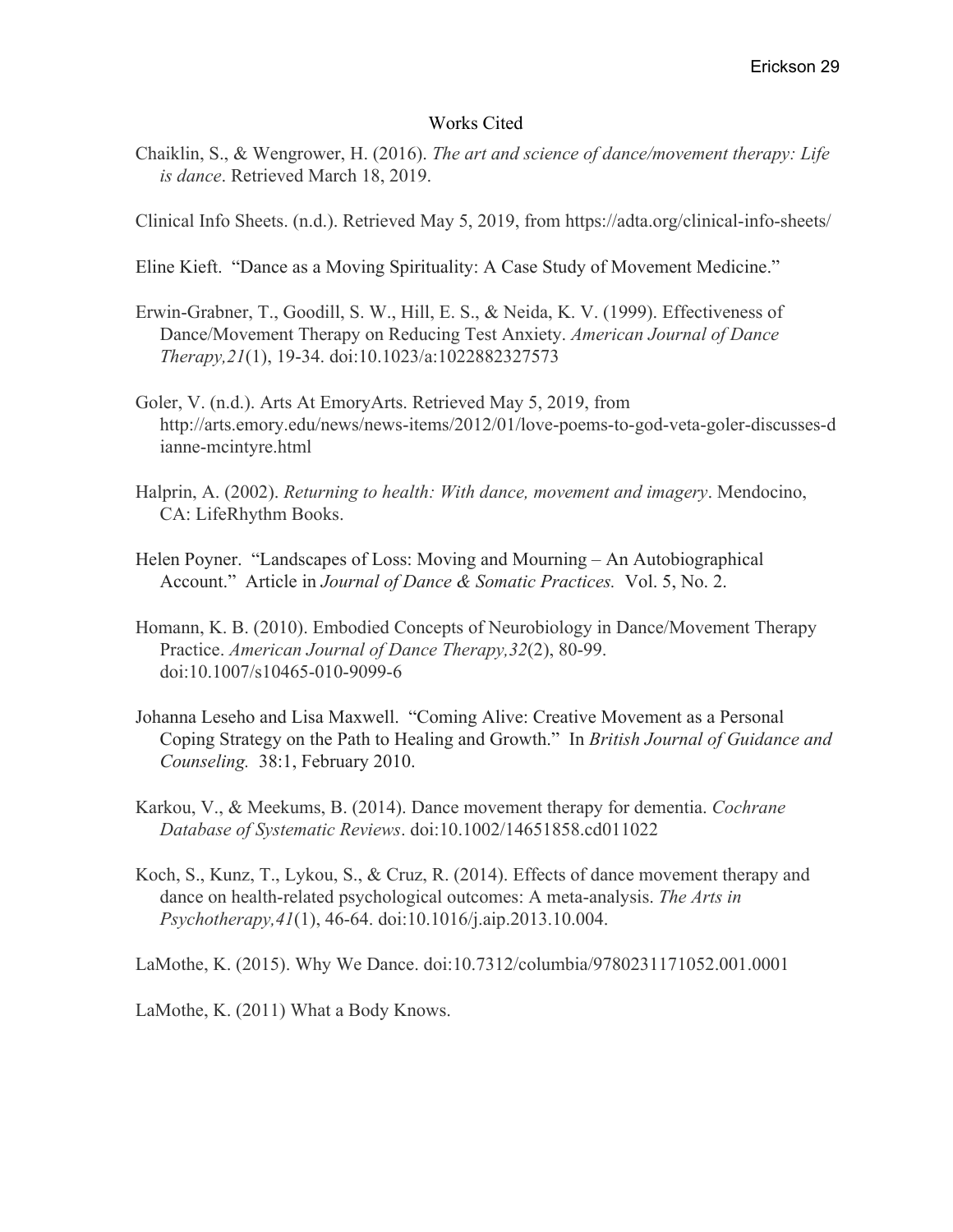# Works Cited

Chaiklin, S., & Wengrower, H. (2016). *The art and science of dance/movement therapy: Life is dance*. Retrieved March 18, 2019.

Clinical Info Sheets. (n.d.). Retrieved May 5, 2019, from https://adta.org/clinical-info-sheets/

Eline Kieft. "Dance as a Moving Spirituality: A Case Study of Movement Medicine."

Erwin-Grabner, T., Goodill, S. W., Hill, E. S., & Neida, K. V. (1999). Effectiveness of Dance/Movement Therapy on Reducing Test Anxiety. *American Journal of Dance Therapy,21*(1), 19-34. doi:10.1023/a:1022882327573

Goler, V. (n.d.). Arts At EmoryArts. Retrieved May 5, 2019, from http://arts.emory.edu/news/news-items/2012/01/love-poems-to-god-veta-goler-discusses-dianne-mcintyre.html

Halprin, A. (2002). *Returning to health: With dance, movement and imagery*. Mendocino, CA: LifeRhythm Books.

Helen Poyner. "Landscapes of Loss: Moving and Mourning – An Autobiographical Account." Article in *Journal of Dance & Somatic Practices.* Vol. 5, No. 2.

Homann, K. B. (2010). Embodied Concepts of Neurobiology in Dance/Movement Therapy Practice. *American Journal of Dance Therapy,32*(2), 80-99. doi:10.1007/s10465-010-9099-6

Johanna Leseho and Lisa Maxwell. "Coming Alive: Creative Movement as a Personal Coping Strategy on the Path to Healing and Growth." In *British Journal of Guidance and Counseling.* 38:1, February 2010.

Karkou, V., & Meekums, B. (2014). Dance movement therapy for dementia. *Cochrane Database of Systematic Reviews*. doi:10.1002/14651858.cd011022

Koch, S., Kunz, T., Lykou, S., & Cruz, R. (2014). Effects of dance movement therapy and dance on health-related psychological outcomes: A meta-analysis. *The Arts in Psychotherapy,41*(1), 46-64. doi:10.1016/j.aip.2013.10.004.

LaMothe, K. (2015). Why We Dance. doi:10.7312/columbia/9780231171052.001.0001

LaMothe, K. (2011) What a Body Knows.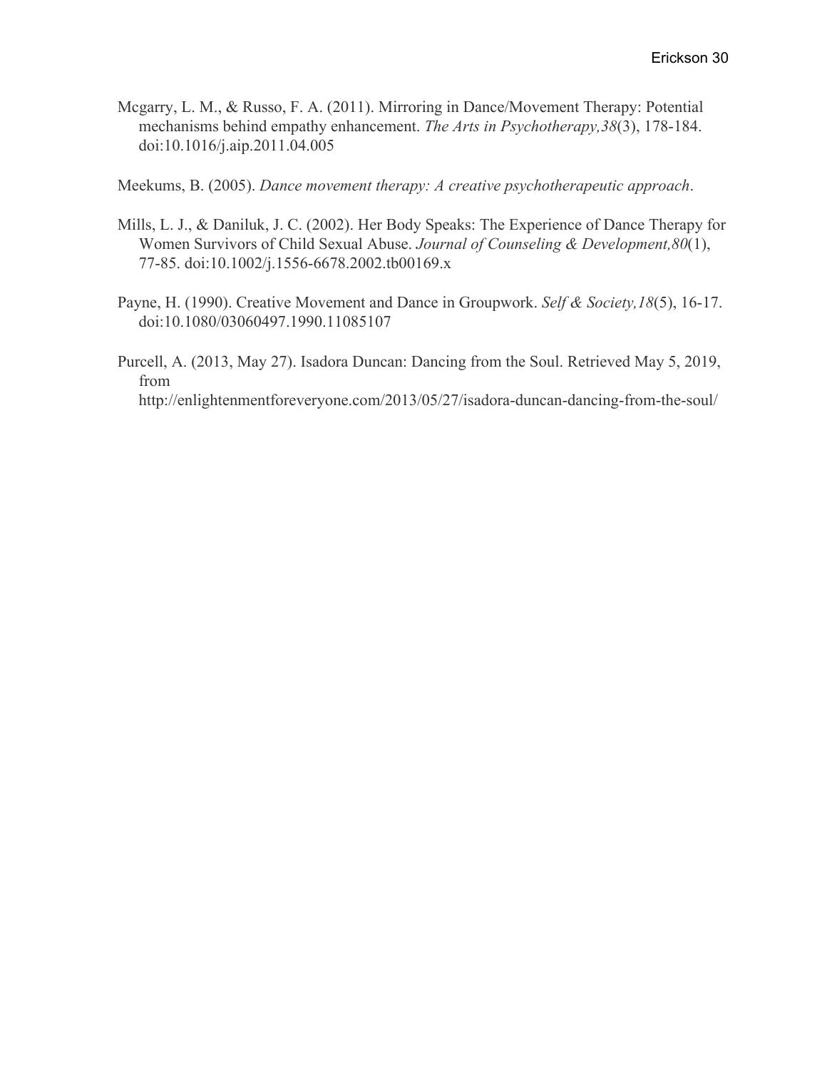Mcgarry, L. M., & Russo, F. A. (2011). Mirroring in Dance/Movement Therapy: Potential mechanisms behind empathy enhancement. *The Arts in Psychotherapy,38*(3), 178-184. doi:10.1016/j.aip.2011.04.005

Meekums, B. (2005). *Dance movement therapy: A creative psychotherapeutic approach*.

Mills, L. J., & Daniluk, J. C. (2002). Her Body Speaks: The Experience of Dance Therapy for Women Survivors of Child Sexual Abuse. *Journal of Counseling & Development,80*(1), 77-85. doi:10.1002/j.1556-6678.2002.tb00169.x

Payne, H. (1990). Creative Movement and Dance in Groupwork. *Self & Society,18*(5), 16-17. doi:10.1080/03060497.1990.11085107

Purcell, A. (2013, May 27). Isadora Duncan: Dancing from the Soul. Retrieved May 5, 2019, from http://enlightenmentforeveryone.com/2013/05/27/isadora-duncan-dancing-from-the-soul/